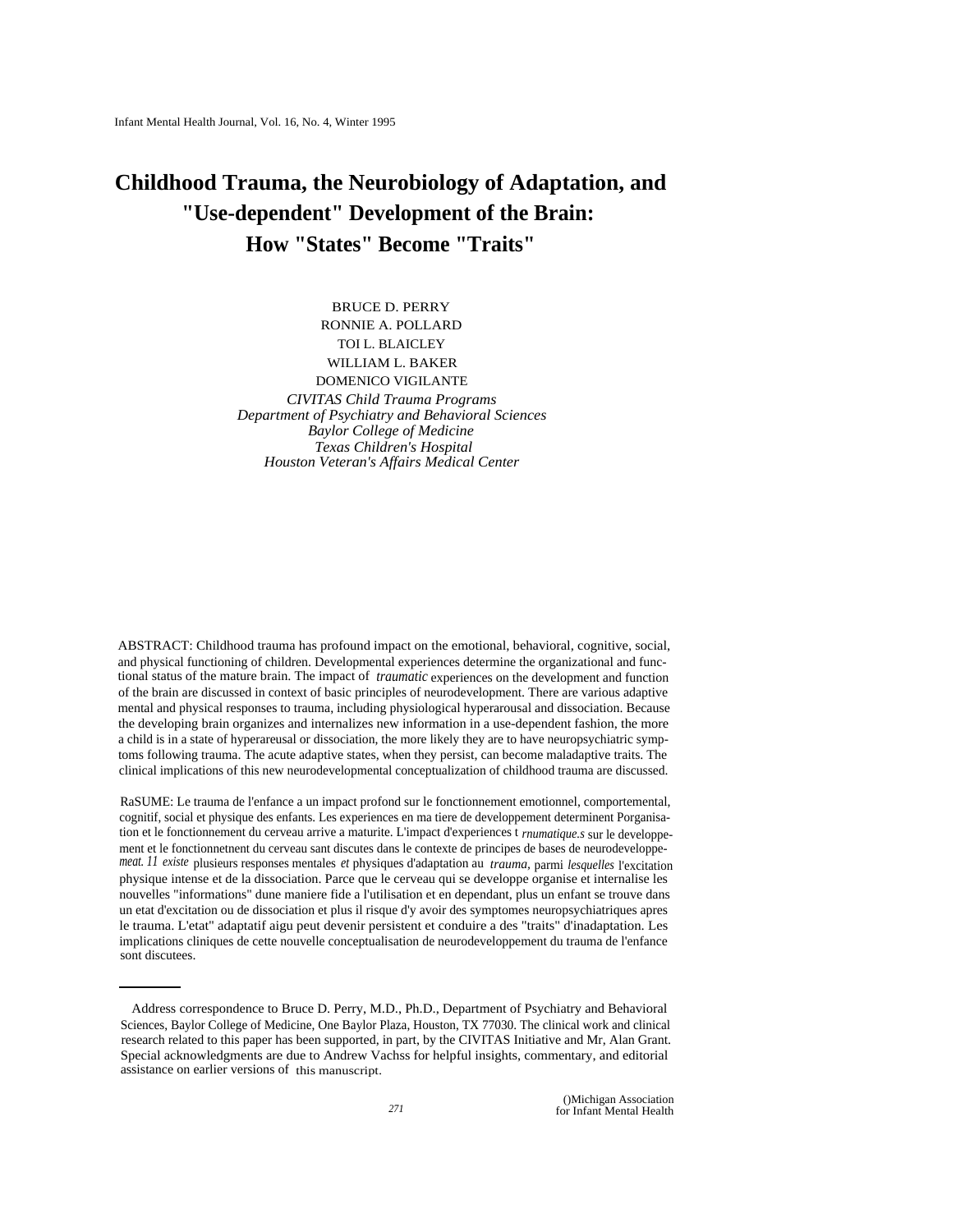# Childhood Trauma, the Neurobiology of Adaptation, and "Use-dependent" Development of the Brain: How "States" Become "Traits"

BRUCE D. PERRY
RONNIE A. POLLARD
TOI L. BLAICLEY
WILLIAM L. BAKER
DOMENICO VIGILANTE

*CIVITAS Child Trauma Programs*
*Department of Psychiatry and Behavioral Sciences*
*Baylor College of Medicine*
*Texas Children's Hospital*
*Houston Veteran's Affairs Medical Center*

ABSTRACT: Childhood trauma has profound impact on the emotional, behavioral, cognitive, social, and physical functioning of children. Developmental experiences determine the organizational and functional status of the mature brain. The impact of *traumatic* experiences on the development and function of the brain are discussed in context of basic principles of neurodevelopment. There are various adaptive mental and physical responses to trauma, including physiological hyperarousal and dissociation. Because the developing brain organizes and internalizes new information in a use-dependent fashion, the more a child is in a state of hyperarousal or dissociation, the more likely they are to have neuropsychiatric symptoms following trauma. The acute adaptive states, when they persist, can become maladaptive traits. The clinical implications of this new neurodevelopmental conceptualization of childhood trauma are discussed.

RaSUME: Le trauma de l'enfance a un impact profond sur le fonctionnement emotionnel, comportemental, cognitif, social et physique des enfants. Les experiences en ma tiere de developpement determinent Porganisation et le fonctionnement du cerveau arrive a maturite. L'impact d'experiences t *rnumatique.s* sur le developpement et le fonctionnetnent du cerveau sant discutes dans le contexte de principes de bases de neurodeveloppe- *meat. 11 existe* plusieurs responses mentales *et* physiques d'adaptation au *trauma,* parmi *lesquelles* l'excitation physique intense et de la dissociation. Parce que le cerveau qui se developpe organise et internalise les nouvelles "informations" dune maniere fide a l'utilisation et en dependant, plus un enfant se trouve dans un etat d'excitation ou de dissociation et plus il risque d'y avoir des symptomes neuropsychiatriques apres le trauma. L'etat" adaptatif aigu peut devenir persistent et conduire a des "traits" d'inadaptation. Les implications cliniques de cette nouvelle conceptualisation de neurodeveloppement du trauma de l'enfance sont discutees.

---

Address correspondence to Bruce D. Perry, M.D., Ph.D., Department of Psychiatry and Behavioral Sciences, Baylor College of Medicine, One Baylor Plaza, Houston, TX 77030. The clinical work and clinical research related to this paper has been supported, in part, by the CIVITAS Initiative and Mr, Alan Grant. Special acknowledgments are due to Andrew Vachss for helpful insights, commentary, and editorial assistance on earlier versions of this manuscript.

()Michigan Association for Infant Mental Health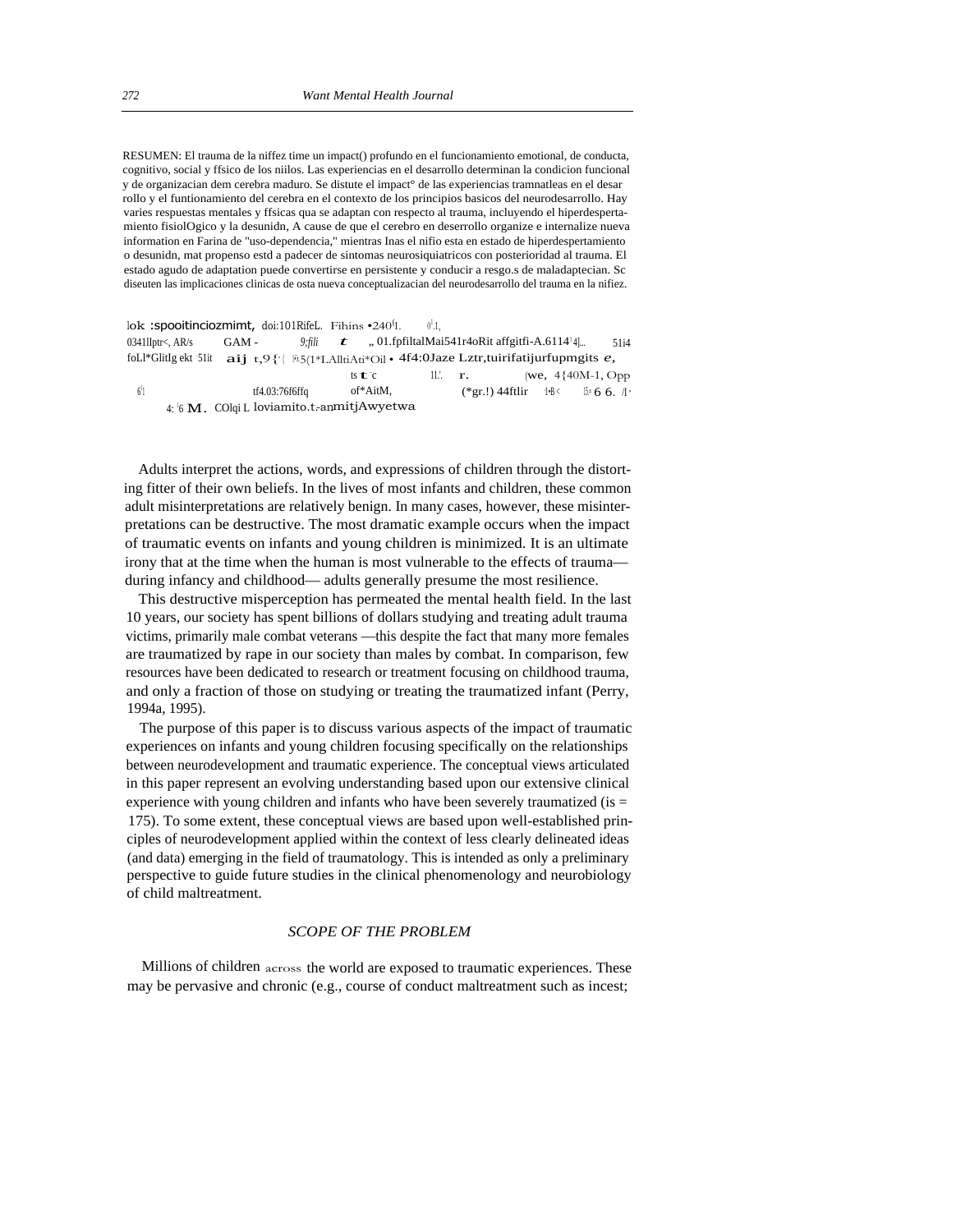RESUMEN: El trauma de la niffez time un impact() profundo en el funcionamiento emotional, de conducta, cognitivo, social y ffsico de los niilos. Las experiencias en el desarrollo determinan la condicion funcional y de organizacian dem cerebra maduro. Se distute el impact° de las experiencias tramnatleas en el desar rollo y el funtionamiento del cerebra en el contexto de los principios basicos del neurodesarrollo. Hay varies respuestas mentales y ffsicas qua se adaptan con respecto al trauma, incluyendo el hiperdesperta-miento fisiolOgico y la desunidn, A cause de que el cerebro en deserrollo organize e internalize nueva information en Farina de "uso-dependencia," mientras Inas el nifio esta en estado de hiperdespertamiento o desunidn, mat propenso estd a padecer de sintomas neurosiquiatricos con posterioridad al trauma. El estado agudo de adaptation puede convertirse en persistente y conducir a resgo.s de maladaptecian. Sc diseuten las implicaciones clinicas de osta nueva conceptualizacian del neurodesarrollo del trauma en la nifiez.

lok :spooitinciozmimt, doi:101RifeL. Fihins •240'1. 0'.1, 0341llptr<, AR/s GAM - 9;fili t „ 01.fpfiltalMai541r4oRit affgitfi-A.6114'4]... 51i4 foLl*GlitIg ekt 51it aij t,9{'( F5(1*LAlltiAti*Oil • 4f4:0Jaze Lztr,tuirifatijurfupmgits e, ts t c 11.'. r. (we, 4{40M-1, Opp 6'1 tf4.03:76f6ffq of*AitM, (*gr.!) 44ftlir 1•B< 15ᵃ 6 6. /1ᵊ 4: '6 M. COlqi L loviamito.t.-anmitjAwyetwa

Adults interpret the actions, words, and expressions of children through the distorting fitter of their own beliefs. In the lives of most infants and children, these common adult misinterpretations are relatively benign. In many cases, however, these misinterpretations can be destructive. The most dramatic example occurs when the impact of traumatic events on infants and young children is minimized. It is an ultimate irony that at the time when the human is most vulnerable to the effects of trauma—during infancy and childhood— adults generally presume the most resilience.

This destructive misperception has permeated the mental health field. In the last 10 years, our society has spent billions of dollars studying and treating adult trauma victims, primarily male combat veterans —this despite the fact that many more females are traumatized by rape in our society than males by combat. In comparison, few resources have been dedicated to research or treatment focusing on childhood trauma, and only a fraction of those on studying or treating the traumatized infant (Perry, 1994a, 1995).

The purpose of this paper is to discuss various aspects of the impact of traumatic experiences on infants and young children focusing specifically on the relationships between neurodevelopment and traumatic experience. The conceptual views articulated in this paper represent an evolving understanding based upon our extensive clinical experience with young children and infants who have been severely traumatized (is = 175). To some extent, these conceptual views are based upon well-established principles of neurodevelopment applied within the context of less clearly delineated ideas (and data) emerging in the field of traumatology. This is intended as only a preliminary perspective to guide future studies in the clinical phenomenology and neurobiology of child maltreatment.

## *SCOPE OF THE PROBLEM*

Millions of children across the world are exposed to traumatic experiences. These may be pervasive and chronic (e.g., course of conduct maltreatment such as incest;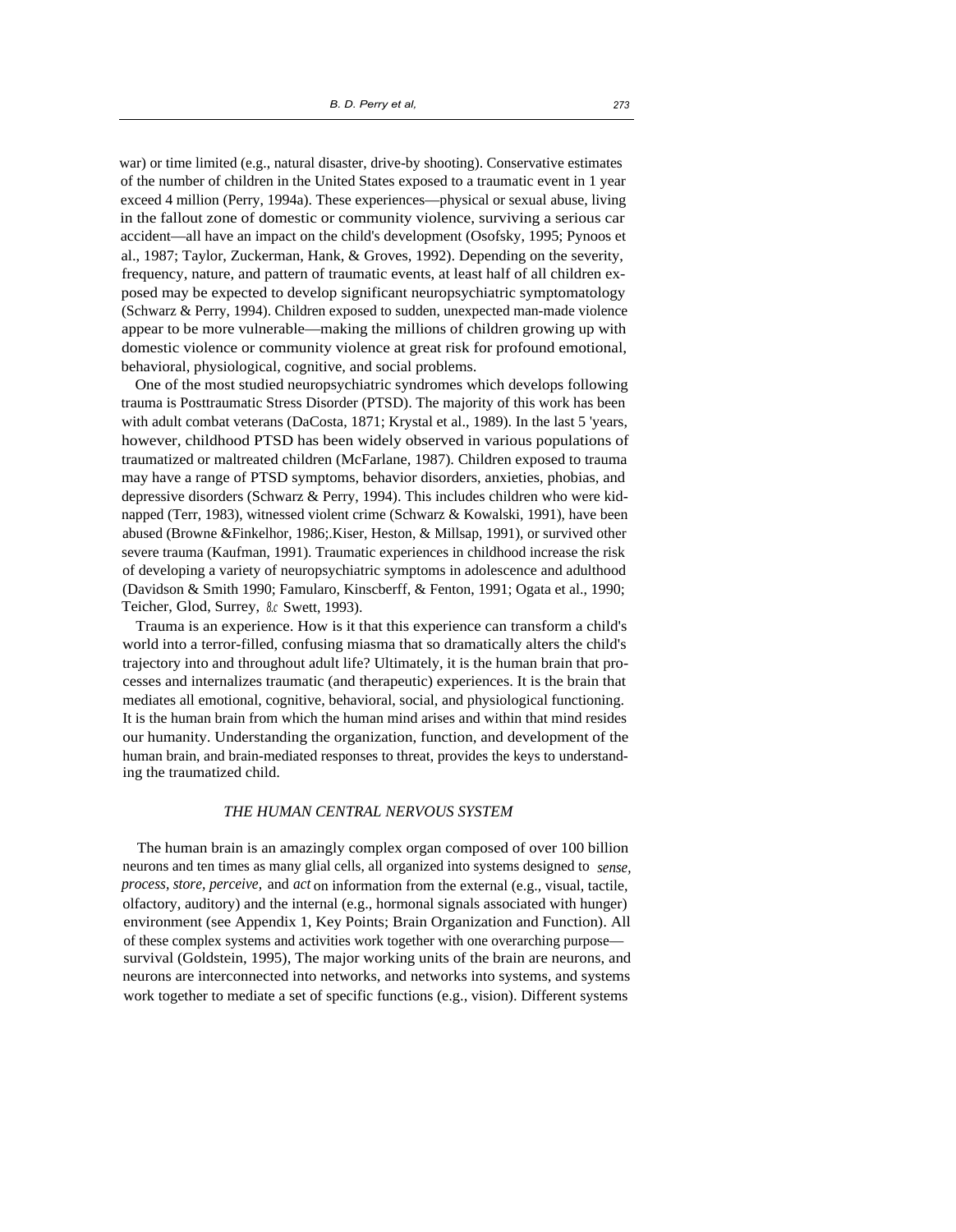war) or time limited (e.g., natural disaster, drive-by shooting). Conservative estimates of the number of children in the United States exposed to a traumatic event in 1 year exceed 4 million (Perry, 1994a). These experiences—physical or sexual abuse, living in the fallout zone of domestic or community violence, surviving a serious car accident—all have an impact on the child's development (Osofsky, 1995; Pynoos et al., 1987; Taylor, Zuckerman, Hank, & Groves, 1992). Depending on the severity, frequency, nature, and pattern of traumatic events, at least half of all children exposed may be expected to develop significant neuropsychiatric symptomatology (Schwarz & Perry, 1994). Children exposed to sudden, unexpected man-made violence appear to be more vulnerable—making the millions of children growing up with domestic violence or community violence at great risk for profound emotional, behavioral, physiological, cognitive, and social problems.

One of the most studied neuropsychiatric syndromes which develops following trauma is Posttraumatic Stress Disorder (PTSD). The majority of this work has been with adult combat veterans (DaCosta, 1871; Krystal et al., 1989). In the last 5 'years, however, childhood PTSD has been widely observed in various populations of traumatized or maltreated children (McFarlane, 1987). Children exposed to trauma may have a range of PTSD symptoms, behavior disorders, anxieties, phobias, and depressive disorders (Schwarz & Perry, 1994). This includes children who were kidnapped (Terr, 1983), witnessed violent crime (Schwarz & Kowalski, 1991), have been abused (Browne &Finkelhor, 1986;.Kiser, Heston, & Millsap, 1991), or survived other severe trauma (Kaufman, 1991). Traumatic experiences in childhood increase the risk of developing a variety of neuropsychiatric symptoms in adolescence and adulthood (Davidson & Smith 1990; Famularo, Kinscberff, & Fenton, 1991; Ogata et al., 1990; Teicher, Glod, Surrey, & Swett, 1993).

Trauma is an experience. How is it that this experience can transform a child's world into a terror-filled, confusing miasma that so dramatically alters the child's trajectory into and throughout adult life? Ultimately, it is the human brain that processes and internalizes traumatic (and therapeutic) experiences. It is the brain that mediates all emotional, cognitive, behavioral, social, and physiological functioning. It is the human brain from which the human mind arises and within that mind resides our humanity. Understanding the organization, function, and development of the human brain, and brain-mediated responses to threat, provides the keys to understanding the traumatized child.

## *THE HUMAN CENTRAL NERVOUS SYSTEM*

The human brain is an amazingly complex organ composed of over 100 billion neurons and ten times as many glial cells, all organized into systems designed to *sense, process, store, perceive,* and *act* on information from the external (e.g., visual, tactile, olfactory, auditory) and the internal (e.g., hormonal signals associated with hunger) environment (see Appendix 1, Key Points; Brain Organization and Function). All of these complex systems and activities work together with one overarching purpose—survival (Goldstein, 1995), The major working units of the brain are neurons, and neurons are interconnected into networks, and networks into systems, and systems work together to mediate a set of specific functions (e.g., vision). Different systems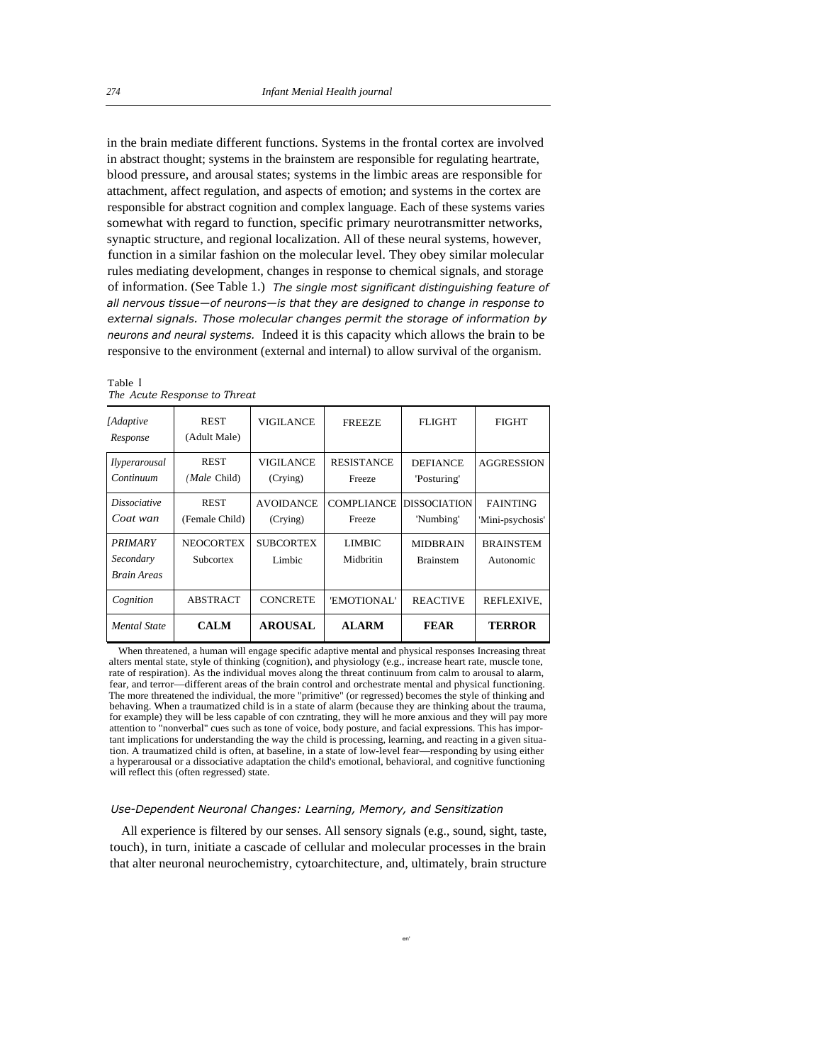in the brain mediate different functions. Systems in the frontal cortex are involved in abstract thought; systems in the brainstem are responsible for regulating heartrate, blood pressure, and arousal states; systems in the limbic areas are responsible for attachment, affect regulation, and aspects of emotion; and systems in the cortex are responsible for abstract cognition and complex language. Each of these systems varies somewhat with regard to function, specific primary neurotransmitter networks, synaptic structure, and regional localization. All of these neural systems, however, function in a similar fashion on the molecular level. They obey similar molecular rules mediating development, changes in response to chemical signals, and storage of information. (See Table 1.) *The single most significant distinguishing feature of all nervous tissue—of neurons—is that they are designed to change in response to external signals. Those molecular changes permit the storage of information by neurons and neural systems.* Indeed it is this capacity which allows the brain to be responsive to the environment (external and internal) to allow survival of the organism.

Table 1
*The Acute Response to Threat*

| *[Adaptive Response* | REST (Adult Male) | VIGILANCE | FREEZE | FLIGHT | FIGHT |
|---|---|---|---|---|---|
| *Ilyperarousal Continuum* | REST (*Male* Child) | VIGILANCE (Crying) | RESISTANCE Freeze | DEFIANCE 'Posturing' | AGGRESSION |
| *Dissociative Coat wan* | REST (Female Child) | AVOIDANCE (Crying) | COMPLIANCE Freeze | DISSOCIATION 'Numbing' | FAINTING 'Mini-psychosis' |
| *PRIMARY Secondary Brain Areas* | NEOCORTEX Subcortex | SUBCORTEX Limbic | LIMBIC Midbritin | MIDBRAIN Brainstem | BRAINSTEM Autonomic |
| *Cognition* | ABSTRACT | CONCRETE | 'EMOTIONAL' | REACTIVE | REFLEXIVE, |
| *Mental State* | **CALM** | **AROUSAL** | **ALARM** | **FEAR** | **TERROR** |

When threatened, a human will engage specific adaptive mental and physical responses Increasing threat alters mental state, style of thinking (cognition), and physiology (e.g., increase heart rate, muscle tone, rate of respiration). As the individual moves along the threat continuum from calm to arousal to alarm, fear, and terror—different areas of the brain control and orchestrate mental and physical functioning. The more threatened the individual, the more "primitive" (or regressed) becomes the style of thinking and behaving. When a traumatized child is in a state of alarm (because they are thinking about the trauma, for example) they will be less capable of con czntrating, they will be more anxious and they will pay more attention to "nonverbal" cues such as tone of voice, body posture, and facial expressions. This has important implications for understanding the way the child is processing, learning, and reacting in a given situation. A traumatized child is often, at baseline, in a state of low-level fear—responding by using either a hyperarousal or a dissociative adaptation the child's emotional, behavioral, and cognitive functioning will reflect this (often regressed) state.

### *Use-Dependent Neuronal Changes: Learning, Memory, and Sensitization*

All experience is filtered by our senses. All sensory signals (e.g., sound, sight, taste, touch), in turn, initiate a cascade of cellular and molecular processes in the brain that alter neuronal neurochemistry, cytoarchitecture, and, ultimately, brain structure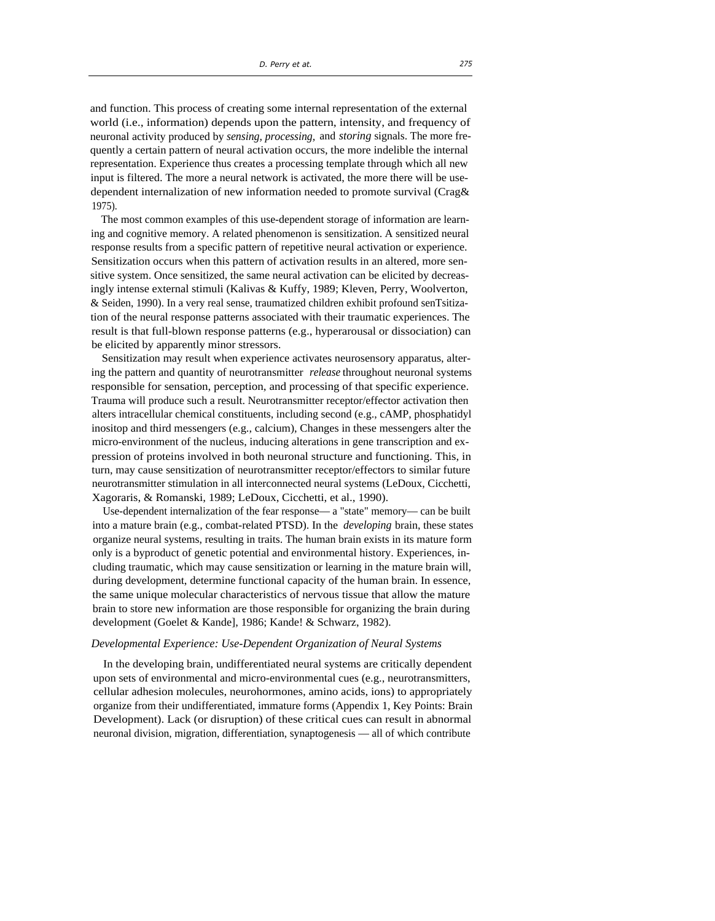and function. This process of creating some internal representation of the external world (i.e., information) depends upon the pattern, intensity, and frequency of neuronal activity produced by *sensing, processing,* and *storing* signals. The more frequently a certain pattern of neural activation occurs, the more indelible the internal representation. Experience thus creates a processing template through which all new input is filtered. The more a neural network is activated, the more there will be use-dependent internalization of new information needed to promote survival (Crag& 1975).

The most common examples of this use-dependent storage of information are learning and cognitive memory. A related phenomenon is sensitization. A sensitized neural response results from a specific pattern of repetitive neural activation or experience. Sensitization occurs when this pattern of activation results in an altered, more sensitive system. Once sensitized, the same neural activation can be elicited by decreasingly intense external stimuli (Kalivas & Kuffy, 1989; Kleven, Perry, Woolverton, & Seiden, 1990). In a very real sense, traumatized children exhibit profound senTsitization of the neural response patterns associated with their traumatic experiences. The result is that full-blown response patterns (e.g., hyperarousal or dissociation) can be elicited by apparently minor stressors.

Sensitization may result when experience activates neurosensory apparatus, altering the pattern and quantity of neurotransmitter *release* throughout neuronal systems responsible for sensation, perception, and processing of that specific experience. Trauma will produce such a result. Neurotransmitter receptor/effector activation then alters intracellular chemical constituents, including second (e.g., cAMP, phosphatidyl inositop and third messengers (e.g., calcium), Changes in these messengers alter the micro-environment of the nucleus, inducing alterations in gene transcription and expression of proteins involved in both neuronal structure and functioning. This, in turn, may cause sensitization of neurotransmitter receptor/effectors to similar future neurotransmitter stimulation in all interconnected neural systems (LeDoux, Cicchetti, Xagoraris, & Romanski, 1989; LeDoux, Cicchetti, et al., 1990).

Use-dependent internalization of the fear response— a "state" memory— can be built into a mature brain (e.g., combat-related PTSD). In the *developing* brain, these states organize neural systems, resulting in traits. The human brain exists in its mature form only is a byproduct of genetic potential and environmental history. Experiences, including traumatic, which may cause sensitization or learning in the mature brain will, during development, determine functional capacity of the human brain. In essence, the same unique molecular characteristics of nervous tissue that allow the mature brain to store new information are those responsible for organizing the brain during development (Goelet & Kande], 1986; Kande! & Schwarz, 1982).

### *Developmental Experience: Use-Dependent Organization of Neural Systems*

In the developing brain, undifferentiated neural systems are critically dependent upon sets of environmental and micro-environmental cues (e.g., neurotransmitters, cellular adhesion molecules, neurohormones, amino acids, ions) to appropriately organize from their undifferentiated, immature forms (Appendix 1, Key Points: Brain Development). Lack (or disruption) of these critical cues can result in abnormal neuronal division, migration, differentiation, synaptogenesis — all of which contribute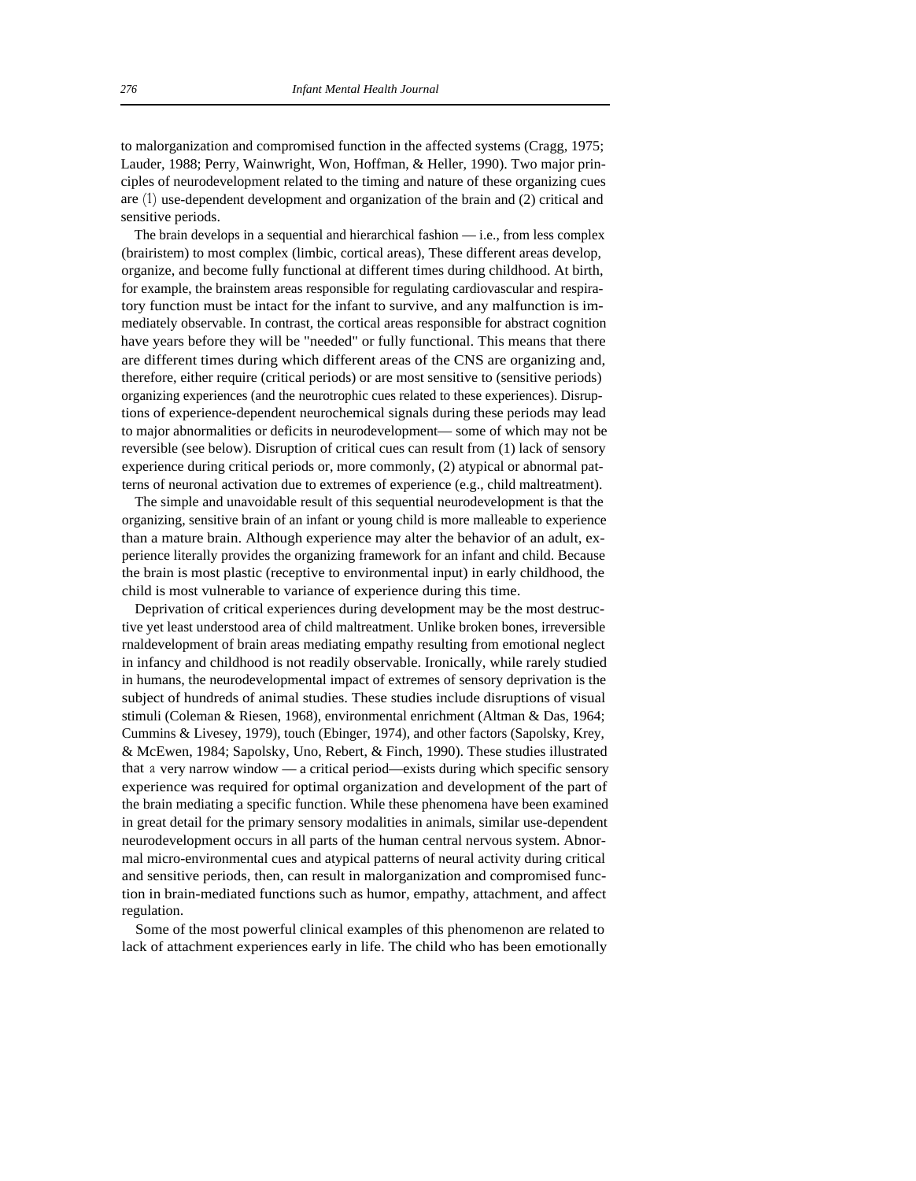to malorganization and compromised function in the affected systems (Cragg, 1975; Lauder, 1988; Perry, Wainwright, Won, Hoffman, & Heller, 1990). Two major principles of neurodevelopment related to the timing and nature of these organizing cues are (1) use-dependent development and organization of the brain and (2) critical and sensitive periods.

The brain develops in a sequential and hierarchical fashion — i.e., from less complex (brairistem) to most complex (limbic, cortical areas), These different areas develop, organize, and become fully functional at different times during childhood. At birth, for example, the brainstem areas responsible for regulating cardiovascular and respiratory function must be intact for the infant to survive, and any malfunction is immediately observable. In contrast, the cortical areas responsible for abstract cognition have years before they will be "needed" or fully functional. This means that there are different times during which different areas of the CNS are organizing and, therefore, either require (critical periods) or are most sensitive to (sensitive periods) organizing experiences (and the neurotrophic cues related to these experiences). Disruptions of experience-dependent neurochemical signals during these periods may lead to major abnormalities or deficits in neurodevelopment— some of which may not be reversible (see below). Disruption of critical cues can result from (1) lack of sensory experience during critical periods or, more commonly, (2) atypical or abnormal patterns of neuronal activation due to extremes of experience (e.g., child maltreatment).

The simple and unavoidable result of this sequential neurodevelopment is that the organizing, sensitive brain of an infant or young child is more malleable to experience than a mature brain. Although experience may alter the behavior of an adult, experience literally provides the organizing framework for an infant and child. Because the brain is most plastic (receptive to environmental input) in early childhood, the child is most vulnerable to variance of experience during this time.

Deprivation of critical experiences during development may be the most destructive yet least understood area of child maltreatment. Unlike broken bones, irreversible rnaldevelopment of brain areas mediating empathy resulting from emotional neglect in infancy and childhood is not readily observable. Ironically, while rarely studied in humans, the neurodevelopmental impact of extremes of sensory deprivation is the subject of hundreds of animal studies. These studies include disruptions of visual stimuli (Coleman & Riesen, 1968), environmental enrichment (Altman & Das, 1964; Cummins & Livesey, 1979), touch (Ebinger, 1974), and other factors (Sapolsky, Krey, & McEwen, 1984; Sapolsky, Uno, Rebert, & Finch, 1990). These studies illustrated that a very narrow window — a critical period—exists during which specific sensory experience was required for optimal organization and development of the part of the brain mediating a specific function. While these phenomena have been examined in great detail for the primary sensory modalities in animals, similar use-dependent neurodevelopment occurs in all parts of the human central nervous system. Abnormal micro-environmental cues and atypical patterns of neural activity during critical and sensitive periods, then, can result in malorganization and compromised function in brain-mediated functions such as humor, empathy, attachment, and affect regulation.

Some of the most powerful clinical examples of this phenomenon are related to lack of attachment experiences early in life. The child who has been emotionally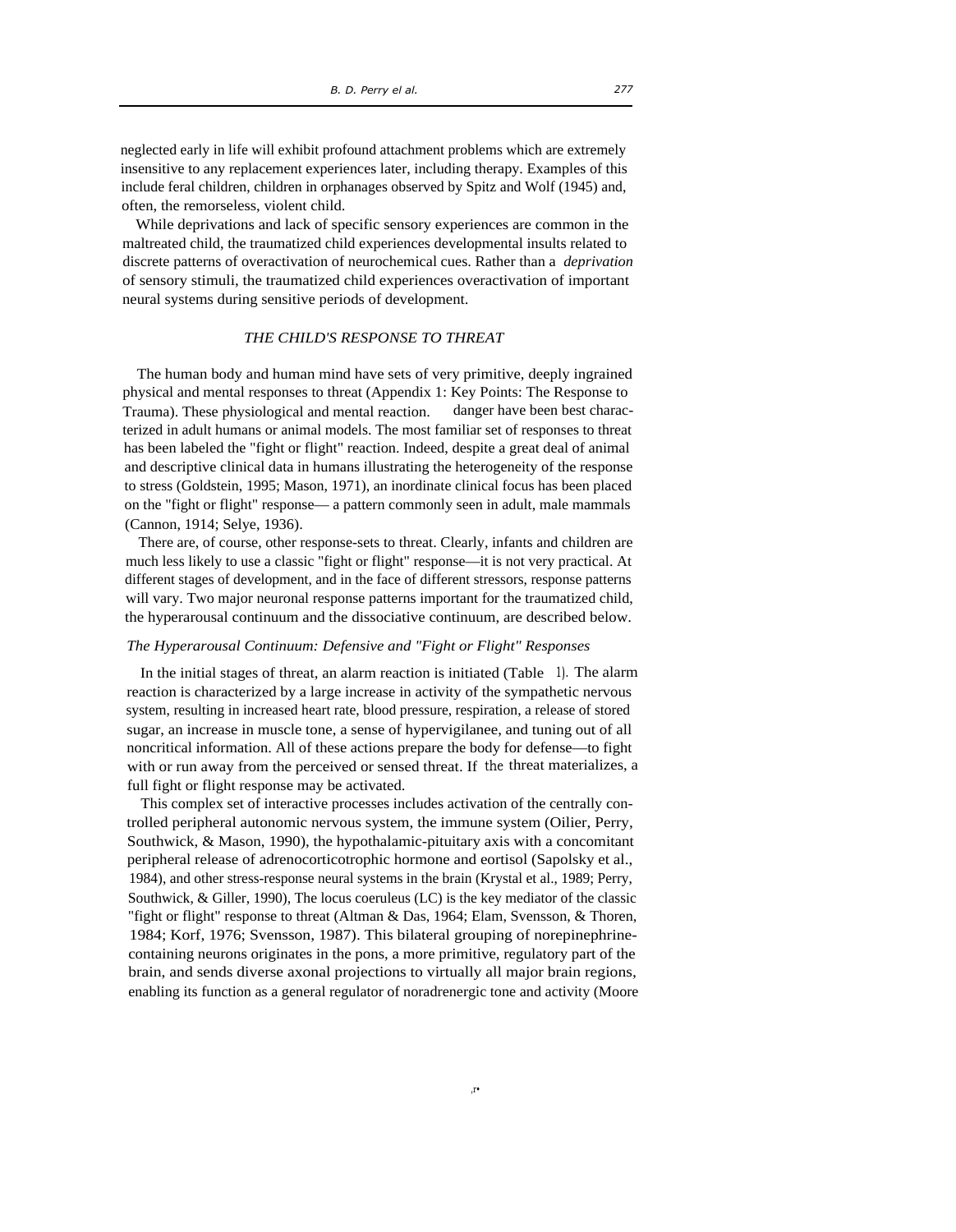neglected early in life will exhibit profound attachment problems which are extremely insensitive to any replacement experiences later, including therapy. Examples of this include feral children, children in orphanages observed by Spitz and Wolf (1945) and, often, the remorseless, violent child.

While deprivations and lack of specific sensory experiences are common in the maltreated child, the traumatized child experiences developmental insults related to discrete patterns of overactivation of neurochemical cues. Rather than a *deprivation* of sensory stimuli, the traumatized child experiences overactivation of important neural systems during sensitive periods of development.

## *THE CHILD'S RESPONSE TO THREAT*

The human body and human mind have sets of very primitive, deeply ingrained physical and mental responses to threat (Appendix 1: Key Points: The Response to Trauma). These physiological and mental reaction. danger have been best characterized in adult humans or animal models. The most familiar set of responses to threat has been labeled the "fight or flight" reaction. Indeed, despite a great deal of animal and descriptive clinical data in humans illustrating the heterogeneity of the response to stress (Goldstein, 1995; Mason, 1971), an inordinate clinical focus has been placed on the "fight or flight" response— a pattern commonly seen in adult, male mammals (Cannon, 1914; Selye, 1936).

There are, of course, other response-sets to threat. Clearly, infants and children are much less likely to use a classic "fight or flight" response—it is not very practical. At different stages of development, and in the face of different stressors, response patterns will vary. Two major neuronal response patterns important for the traumatized child, the hyperarousal continuum and the dissociative continuum, are described below.

### *The Hyperarousal Continuum: Defensive and "Fight or Flight" Responses*

In the initial stages of threat, an alarm reaction is initiated (Table 1). The alarm reaction is characterized by a large increase in activity of the sympathetic nervous system, resulting in increased heart rate, blood pressure, respiration, a release of stored sugar, an increase in muscle tone, a sense of hypervigilanee, and tuning out of all noncritical information. All of these actions prepare the body for defense—to fight with or run away from the perceived or sensed threat. If the threat materializes, a full fight or flight response may be activated.

This complex set of interactive processes includes activation of the centrally controlled peripheral autonomic nervous system, the immune system (Oilier, Perry, Southwick, & Mason, 1990), the hypothalamic-pituitary axis with a concomitant peripheral release of adrenocorticotrophic hormone and eortisol (Sapolsky et al., 1984), and other stress-response neural systems in the brain (Krystal et al., 1989; Perry, Southwick, & Giller, 1990), The locus coeruleus (LC) is the key mediator of the classic "fight or flight" response to threat (Altman & Das, 1964; Elam, Svensson, & Thoren, 1984; Korf, 1976; Svensson, 1987). This bilateral grouping of norepinephrine-containing neurons originates in the pons, a more primitive, regulatory part of the brain, and sends diverse axonal projections to virtually all major brain regions, enabling its function as a general regulator of noradrenergic tone and activity (Moore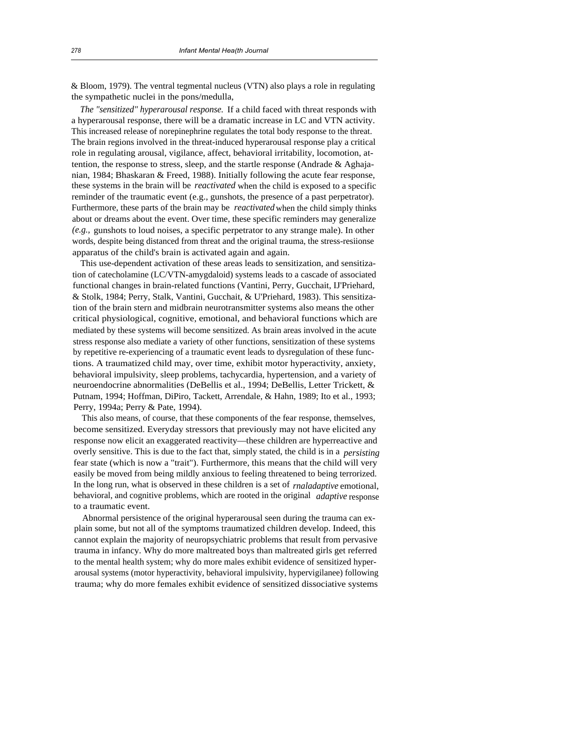& Bloom, 1979). The ventral tegmental nucleus (VTN) also plays a role in regulating the sympathetic nuclei in the pons/medulla,

*The "sensitized" hyperarousal response.* If a child faced with threat responds with a hyperarousal response, there will be a dramatic increase in LC and VTN activity. This increased release of norepinephrine regulates the total body response to the threat. The brain regions involved in the threat-induced hyperarousal response play a critical role in regulating arousal, vigilance, affect, behavioral irritability, locomotion, attention, the response to stress, sleep, and the startle response (Andrade & Aghajanian, 1984; Bhaskaran & Freed, 1988). Initially following the acute fear response, these systems in the brain will be *reactivated* when the child is exposed to a specific reminder of the traumatic event (e.g., gunshots, the presence of a past perpetrator). Furthermore, these parts of the brain may be *reactivated* when the child simply thinks about or dreams about the event. Over time, these specific reminders may generalize *(e.g.,* gunshots to loud noises, a specific perpetrator to any strange male). In other words, despite being distanced from threat and the original trauma, the stress-resiionse apparatus of the child's brain is activated again and again.

This use-dependent activation of these areas leads to sensitization, and sensitization of catecholamine (LC/VTN-amygdaloid) systems leads to a cascade of associated functional changes in brain-related functions (Vantini, Perry, Gucchait, IJ'Priehard, & Stolk, 1984; Perry, Stalk, Vantini, Gucchait, & U'Priehard, 1983). This sensitization of the brain stem and midbrain neurotransmitter systems also means the other critical physiological, cognitive, emotional, and behavioral functions which are mediated by these systems will become sensitized. As brain areas involved in the acute stress response also mediate a variety of other functions, sensitization of these systems by repetitive re-experiencing of a traumatic event leads to dysregulation of these functions. A traumatized child may, over time, exhibit motor hyperactivity, anxiety, behavioral impulsivity, sleep problems, tachycardia, hypertension, and a variety of neuroendocrine abnormalities (DeBellis et al., 1994; DeBellis, Letter Trickett, & Putnam, 1994; Hoffman, DiPiro, Tackett, Arrendale, & Hahn, 1989; Ito et al., 1993; Perry, 1994a; Perry & Pate, 1994).

This also means, of course, that these components of the fear response, themselves, become sensitized. Everyday stressors that previously may not have elicited any response now elicit an exaggerated reactivity—these children are hyperreactive and overly sensitive. This is due to the fact that, simply stated, the child is in a *persisting* fear state (which is now a "trait"). Furthermore, this means that the child will very easily be moved from being mildly anxious to feeling threatened to being terrorized. In the long run, what is observed in these children is a set of *rnaladaptive* emotional, behavioral, and cognitive problems, which are rooted in the original *adaptive* response to a traumatic event.

Abnormal persistence of the original hyperarousal seen during the trauma can explain some, but not all of the symptoms traumatized children develop. Indeed, this cannot explain the majority of neuropsychiatric problems that result from pervasive trauma in infancy. Why do more maltreated boys than maltreated girls get referred to the mental health system; why do more males exhibit evidence of sensitized hyperarousal systems (motor hyperactivity, behavioral impulsivity, hypervigilanee) following trauma; why do more females exhibit evidence of sensitized dissociative systems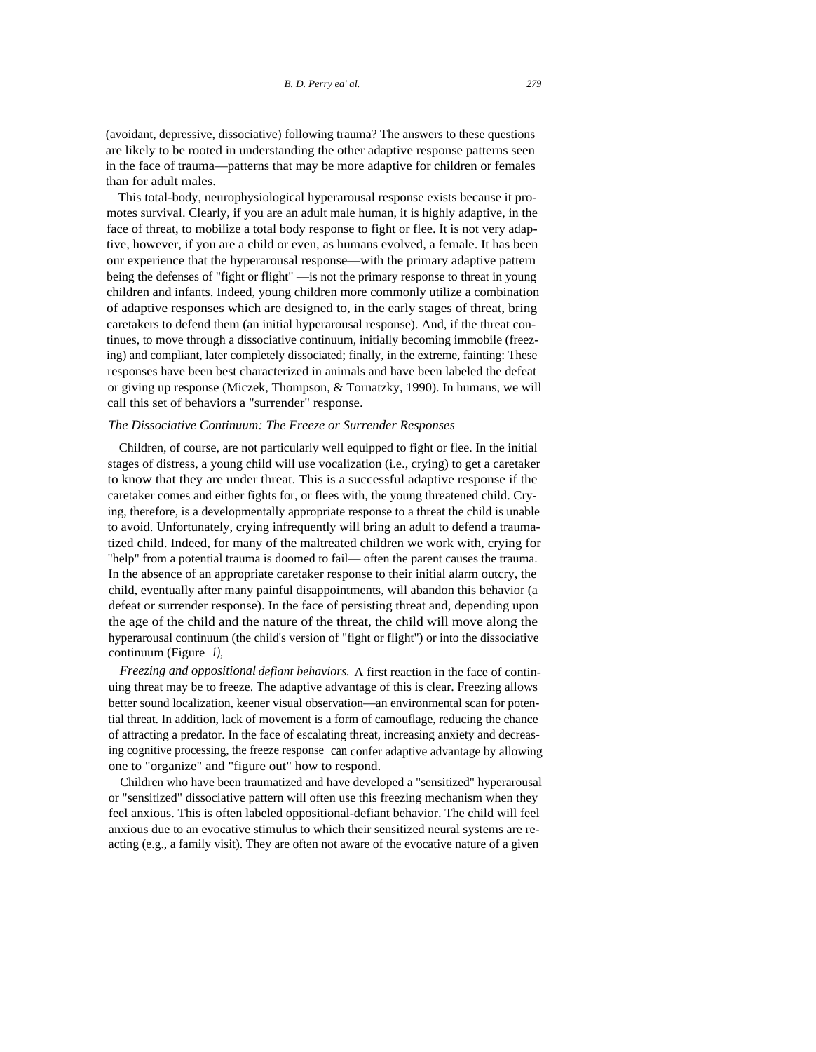(avoidant, depressive, dissociative) following trauma? The answers to these questions are likely to be rooted in understanding the other adaptive response patterns seen in the face of trauma—patterns that may be more adaptive for children or females than for adult males.

This total-body, neurophysiological hyperarousal response exists because it promotes survival. Clearly, if you are an adult male human, it is highly adaptive, in the face of threat, to mobilize a total body response to fight or flee. It is not very adaptive, however, if you are a child or even, as humans evolved, a female. It has been our experience that the hyperarousal response—with the primary adaptive pattern being the defenses of "fight or flight" —is not the primary response to threat in young children and infants. Indeed, young children more commonly utilize a combination of adaptive responses which are designed to, in the early stages of threat, bring caretakers to defend them (an initial hyperarousal response). And, if the threat continues, to move through a dissociative continuum, initially becoming immobile (freezing) and compliant, later completely dissociated; finally, in the extreme, fainting: These responses have been best characterized in animals and have been labeled the defeat or giving up response (Miczek, Thompson, & Tornatzky, 1990). In humans, we will call this set of behaviors a "surrender" response.

### *The Dissociative Continuum: The Freeze or Surrender Responses*

Children, of course, are not particularly well equipped to fight or flee. In the initial stages of distress, a young child will use vocalization (i.e., crying) to get a caretaker to know that they are under threat. This is a successful adaptive response if the caretaker comes and either fights for, or flees with, the young threatened child. Crying, therefore, is a developmentally appropriate response to a threat the child is unable to avoid. Unfortunately, crying infrequently will bring an adult to defend a traumatized child. Indeed, for many of the maltreated children we work with, crying for "help" from a potential trauma is doomed to fail— often the parent causes the trauma. In the absence of an appropriate caretaker response to their initial alarm outcry, the child, eventually after many painful disappointments, will abandon this behavior (a defeat or surrender response). In the face of persisting threat and, depending upon the age of the child and the nature of the threat, the child will move along the hyperarousal continuum (the child's version of "fight or flight") or into the dissociative continuum (Figure *1),*

*Freezing and oppositional defiant behaviors.* A first reaction in the face of continuing threat may be to freeze. The adaptive advantage of this is clear. Freezing allows better sound localization, keener visual observation—an environmental scan for potential threat. In addition, lack of movement is a form of camouflage, reducing the chance of attracting a predator. In the face of escalating threat, increasing anxiety and decreasing cognitive processing, the freeze response can confer adaptive advantage by allowing one to "organize" and "figure out" how to respond.

Children who have been traumatized and have developed a "sensitized" hyperarousal or "sensitized" dissociative pattern will often use this freezing mechanism when they feel anxious. This is often labeled oppositional-defiant behavior. The child will feel anxious due to an evocative stimulus to which their sensitized neural systems are reacting (e.g., a family visit). They are often not aware of the evocative nature of a given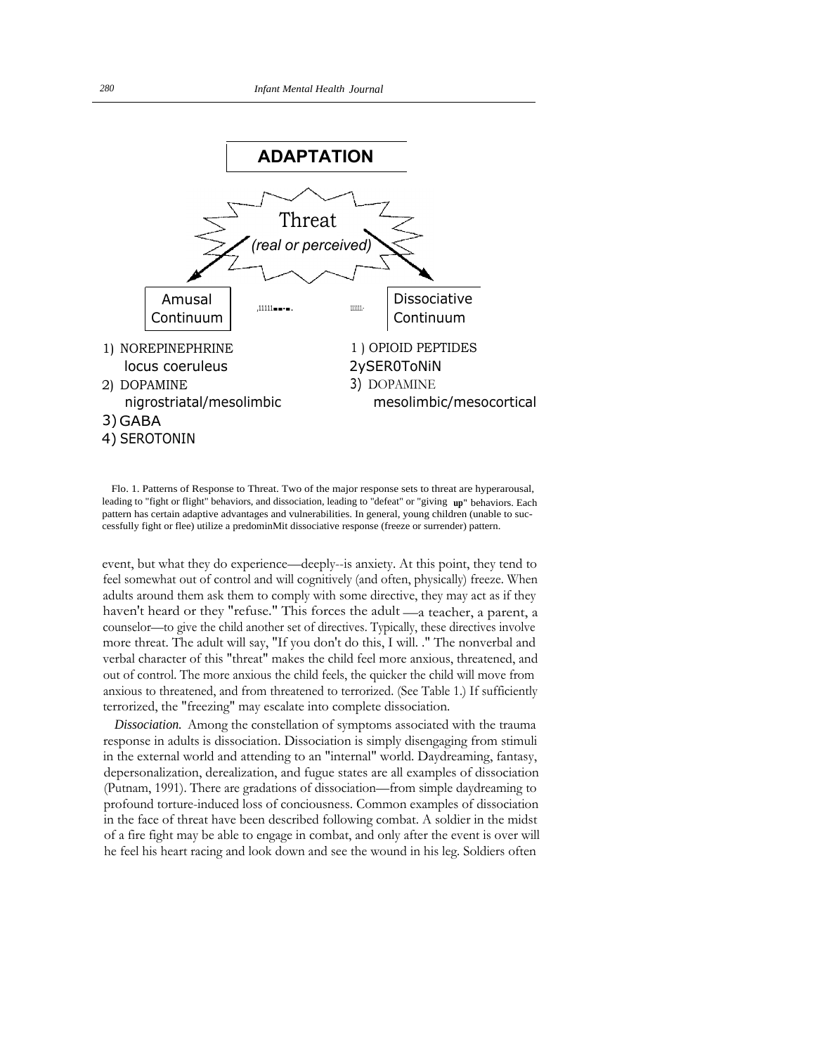**ADAPTATION**

Threat
*(real or perceived)*

| Amusal Continuum | Dissociative Continuum |
|---|---|
| 1) NOREPINEPHRINE locus coeruleus | 1 ) OPIOID PEPTIDES |
| 2) DOPAMINE nigrostriatal/mesolimbic | 2ySER0ToNiN |
| 3) GABA | 3) DOPAMINE mesolimbic/mesocortical |
| 4) SEROTONIN | |

Flo. 1. Patterns of Response to Threat. Two of the major response sets to threat are hyperarousal, leading to "fight or flight" behaviors, and dissociation, leading to "defeat" or "giving **up**" behaviors. Each pattern has certain adaptive advantages and vulnerabilities. In general, young children (unable to successfully fight or flee) utilize a predominMit dissociative response (freeze or surrender) pattern.

event, but what they do experience—deeply--is anxiety. At this point, they tend to feel somewhat out of control and will cognitively (and often, physically) freeze. When adults around them ask them to comply with some directive, they may act as if they haven't heard or they "refuse." This forces the adult —a teacher, a parent, a counselor—to give the child another set of directives. Typically, these directives involve more threat. The adult will say, "If you don't do this, I will. ." The nonverbal and verbal character of this "threat" makes the child feel more anxious, threatened, and out of control. The more anxious the child feels, the quicker the child will move from anxious to threatened, and from threatened to terrorized. (See Table 1.) If sufficiently terrorized, the "freezing" may escalate into complete dissociation.

*Dissociation.* Among the constellation of symptoms associated with the trauma response in adults is dissociation. Dissociation is simply disengaging from stimuli in the external world and attending to an "internal" world. Daydreaming, fantasy, depersonalization, derealization, and fugue states are all examples of dissociation (Putnam, 1991). There are gradations of dissociation—from simple daydreaming to profound torture-induced loss of conciousness. Common examples of dissociation in the face of threat have been described following combat. A soldier in the midst of a fire fight may be able to engage in combat, and only after the event is over will he feel his heart racing and look down and see the wound in his leg. Soldiers often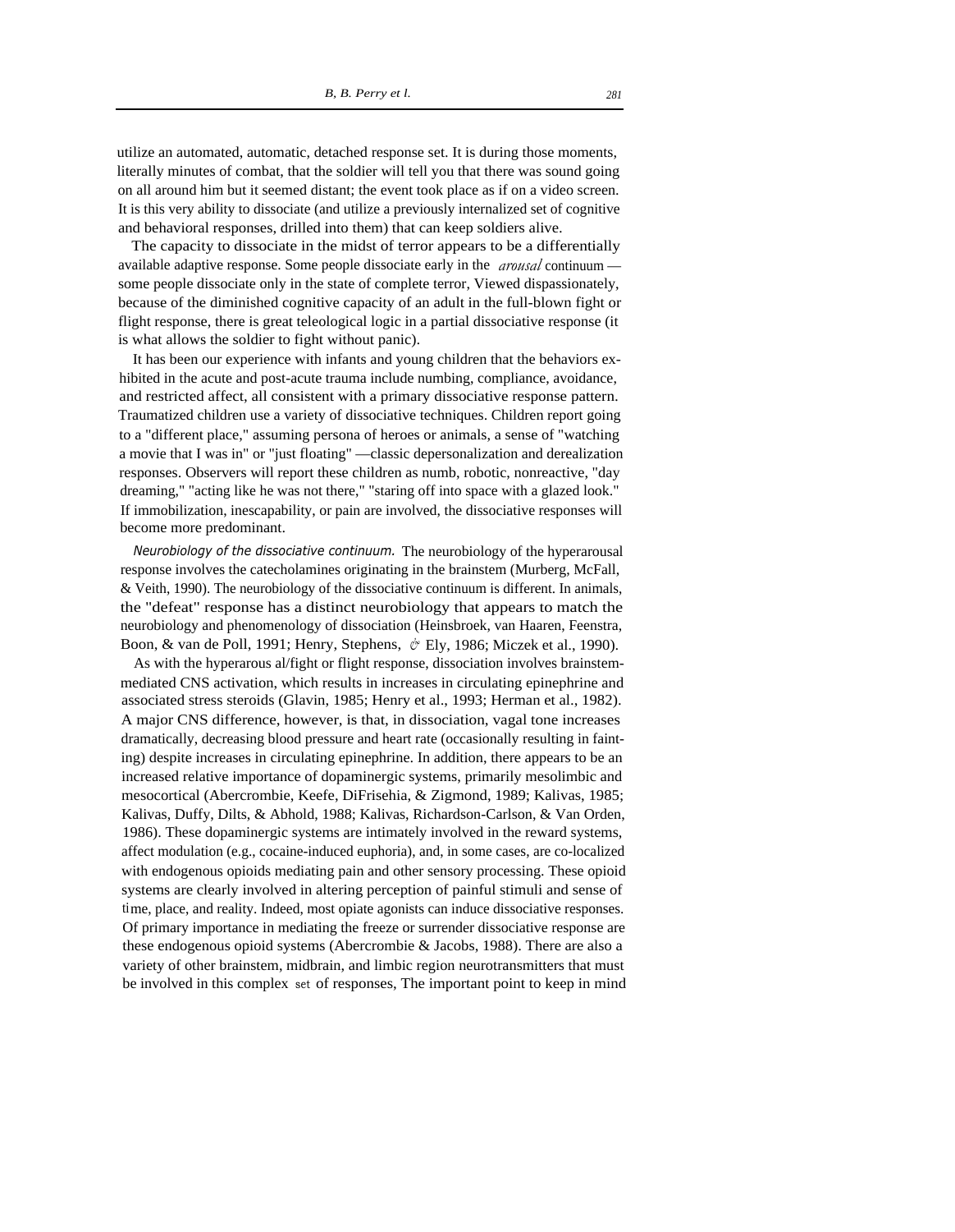utilize an automated, automatic, detached response set. It is during those moments, literally minutes of combat, that the soldier will tell you that there was sound going on all around him but it seemed distant; the event took place as if on a video screen. It is this very ability to dissociate (and utilize a previously internalized set of cognitive and behavioral responses, drilled into them) that can keep soldiers alive.

The capacity to dissociate in the midst of terror appears to be a differentially available adaptive response. Some people dissociate early in the *arousal* continuum — some people dissociate only in the state of complete terror, Viewed dispassionately, because of the diminished cognitive capacity of an adult in the full-blown fight or flight response, there is great teleological logic in a partial dissociative response (it is what allows the soldier to fight without panic).

It has been our experience with infants and young children that the behaviors exhibited in the acute and post-acute trauma include numbing, compliance, avoidance, and restricted affect, all consistent with a primary dissociative response pattern. Traumatized children use a variety of dissociative techniques. Children report going to a "different place," assuming persona of heroes or animals, a sense of "watching a movie that I was in" or "just floating" —classic depersonalization and derealization responses. Observers will report these children as numb, robotic, nonreactive, "day dreaming," "acting like he was not there," "staring off into space with a glazed look." If immobilization, inescapability, or pain are involved, the dissociative responses will become more predominant.

*Neurobiology of the dissociative continuum.* The neurobiology of the hyperarousal response involves the catecholamines originating in the brainstem (Murberg, McFall, & Veith, 1990). The neurobiology of the dissociative continuum is different. In animals, the "defeat" response has a distinct neurobiology that appears to match the neurobiology and phenomenology of dissociation (Heinsbroek, van Haaren, Feenstra, Boon, & van de Poll, 1991; Henry, Stephens, & Ely, 1986; Miczek et al., 1990).

As with the hyperarous al/fight or flight response, dissociation involves brainstem-mediated CNS activation, which results in increases in circulating epinephrine and associated stress steroids (Glavin, 1985; Henry et al., 1993; Herman et al., 1982). A major CNS difference, however, is that, in dissociation, vagal tone increases dramatically, decreasing blood pressure and heart rate (occasionally resulting in fainting) despite increases in circulating epinephrine. In addition, there appears to be an increased relative importance of dopaminergic systems, primarily mesolimbic and mesocortical (Abercrombie, Keefe, DiFrisehia, & Zigmond, 1989; Kalivas, 1985; Kalivas, Duffy, Dilts, & Abhold, 1988; Kalivas, Richardson-Carlson, & Van Orden, 1986). These dopaminergic systems are intimately involved in the reward systems, affect modulation (e.g., cocaine-induced euphoria), and, in some cases, are co-localized with endogenous opioids mediating pain and other sensory processing. These opioid systems are clearly involved in altering perception of painful stimuli and sense of time, place, and reality. Indeed, most opiate agonists can induce dissociative responses. Of primary importance in mediating the freeze or surrender dissociative response are these endogenous opioid systems (Abercrombie & Jacobs, 1988). There are also a variety of other brainstem, midbrain, and limbic region neurotransmitters that must be involved in this complex set of responses, The important point to keep in mind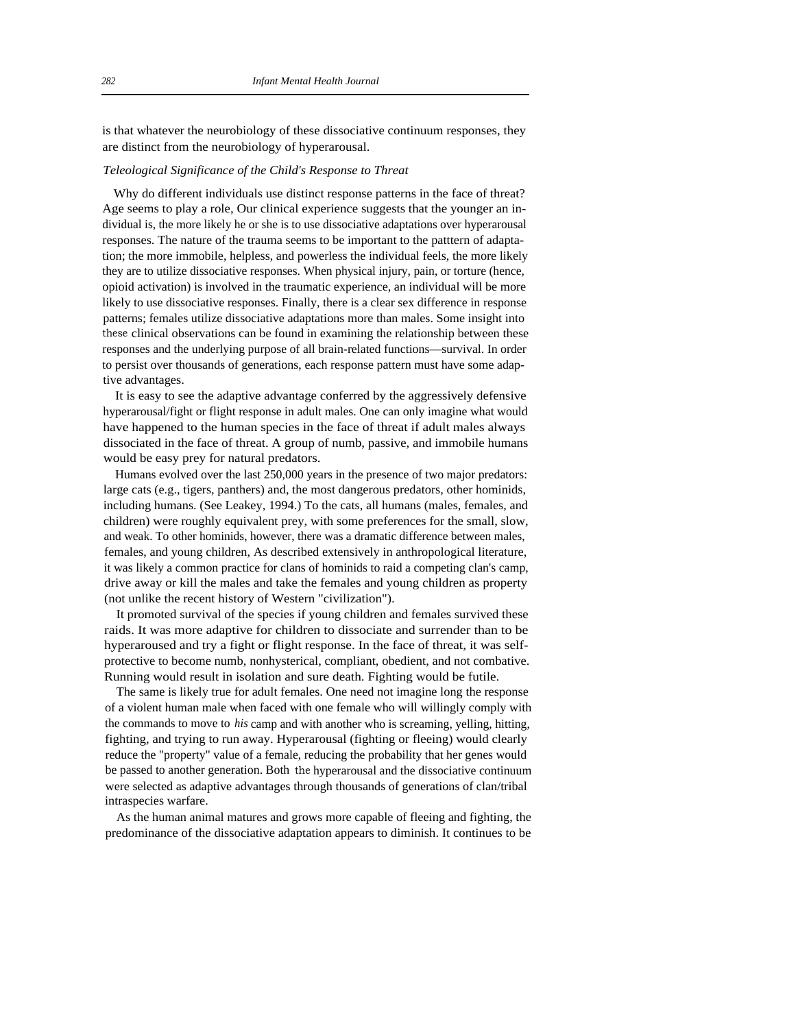is that whatever the neurobiology of these dissociative continuum responses, they are distinct from the neurobiology of hyperarousal.

*Teleological Significance of the Child's Response to Threat*

Why do different individuals use distinct response patterns in the face of threat? Age seems to play a role, Our clinical experience suggests that the younger an individual is, the more likely he or she is to use dissociative adaptations over hyperarousal responses. The nature of the trauma seems to be important to the patttern of adaptation; the more immobile, helpless, and powerless the individual feels, the more likely they are to utilize dissociative responses. When physical injury, pain, or torture (hence, opioid activation) is involved in the traumatic experience, an individual will be more likely to use dissociative responses. Finally, there is a clear sex difference in response patterns; females utilize dissociative adaptations more than males. Some insight into these clinical observations can be found in examining the relationship between these responses and the underlying purpose of all brain-related functions—survival. In order to persist over thousands of generations, each response pattern must have some adaptive advantages.

It is easy to see the adaptive advantage conferred by the aggressively defensive hyperarousal/fight or flight response in adult males. One can only imagine what would have happened to the human species in the face of threat if adult males always dissociated in the face of threat. A group of numb, passive, and immobile humans would be easy prey for natural predators.

Humans evolved over the last 250,000 years in the presence of two major predators: large cats (e.g., tigers, panthers) and, the most dangerous predators, other hominids, including humans. (See Leakey, 1994.) To the cats, all humans (males, females, and children) were roughly equivalent prey, with some preferences for the small, slow, and weak. To other hominids, however, there was a dramatic difference between males, females, and young children, As described extensively in anthropological literature, it was likely a common practice for clans of hominids to raid a competing clan's camp, drive away or kill the males and take the females and young children as property (not unlike the recent history of Western "civilization").

It promoted survival of the species if young children and females survived these raids. It was more adaptive for children to dissociate and surrender than to be hyperaroused and try a fight or flight response. In the face of threat, it was self-protective to become numb, nonhysterical, compliant, obedient, and not combative. Running would result in isolation and sure death. Fighting would be futile.

The same is likely true for adult females. One need not imagine long the response of a violent human male when faced with one female who will willingly comply with the commands to move to *his* camp and with another who is screaming, yelling, hitting, fighting, and trying to run away. Hyperarousal (fighting or fleeing) would clearly reduce the "property" value of a female, reducing the probability that her genes would be passed to another generation. Both the hyperarousal and the dissociative continuum were selected as adaptive advantages through thousands of generations of clan/tribal intraspecies warfare.

As the human animal matures and grows more capable of fleeing and fighting, the predominance of the dissociative adaptation appears to diminish. It continues to be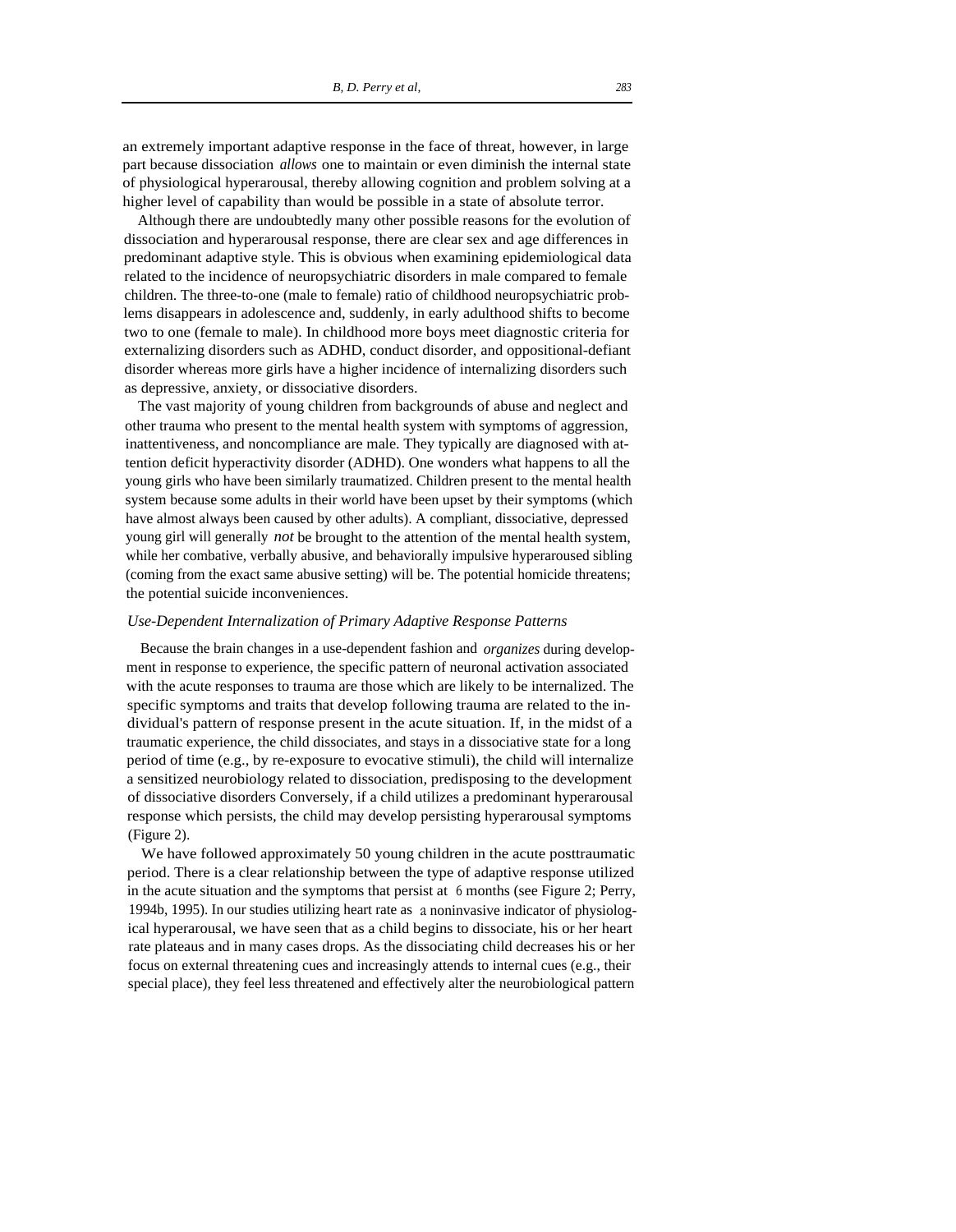an extremely important adaptive response in the face of threat, however, in large part because dissociation *allows* one to maintain or even diminish the internal state of physiological hyperarousal, thereby allowing cognition and problem solving at a higher level of capability than would be possible in a state of absolute terror.

Although there are undoubtedly many other possible reasons for the evolution of dissociation and hyperarousal response, there are clear sex and age differences in predominant adaptive style. This is obvious when examining epidemiological data related to the incidence of neuropsychiatric disorders in male compared to female children. The three-to-one (male to female) ratio of childhood neuropsychiatric problems disappears in adolescence and, suddenly, in early adulthood shifts to become two to one (female to male). In childhood more boys meet diagnostic criteria for externalizing disorders such as ADHD, conduct disorder, and oppositional-defiant disorder whereas more girls have a higher incidence of internalizing disorders such as depressive, anxiety, or dissociative disorders.

The vast majority of young children from backgrounds of abuse and neglect and other trauma who present to the mental health system with symptoms of aggression, inattentiveness, and noncompliance are male. They typically are diagnosed with attention deficit hyperactivity disorder (ADHD). One wonders what happens to all the young girls who have been similarly traumatized. Children present to the mental health system because some adults in their world have been upset by their symptoms (which have almost always been caused by other adults). A compliant, dissociative, depressed young girl will generally *not* be brought to the attention of the mental health system, while her combative, verbally abusive, and behaviorally impulsive hyperaroused sibling (coming from the exact same abusive setting) will be. The potential homicide threatens; the potential suicide inconveniences.

### *Use-Dependent Internalization of Primary Adaptive Response Patterns*

Because the brain changes in a use-dependent fashion and *organizes* during development in response to experience, the specific pattern of neuronal activation associated with the acute responses to trauma are those which are likely to be internalized. The specific symptoms and traits that develop following trauma are related to the individual's pattern of response present in the acute situation. If, in the midst of a traumatic experience, the child dissociates, and stays in a dissociative state for a long period of time (e.g., by re-exposure to evocative stimuli), the child will internalize a sensitized neurobiology related to dissociation, predisposing to the development of dissociative disorders Conversely, if a child utilizes a predominant hyperarousal response which persists, the child may develop persisting hyperarousal symptoms (Figure 2).

We have followed approximately 50 young children in the acute posttraumatic period. There is a clear relationship between the type of adaptive response utilized in the acute situation and the symptoms that persist at 6 months (see Figure 2; Perry, 1994b, 1995). In our studies utilizing heart rate as a noninvasive indicator of physiological hyperarousal, we have seen that as a child begins to dissociate, his or her heart rate plateaus and in many cases drops. As the dissociating child decreases his or her focus on external threatening cues and increasingly attends to internal cues (e.g., their special place), they feel less threatened and effectively alter the neurobiological pattern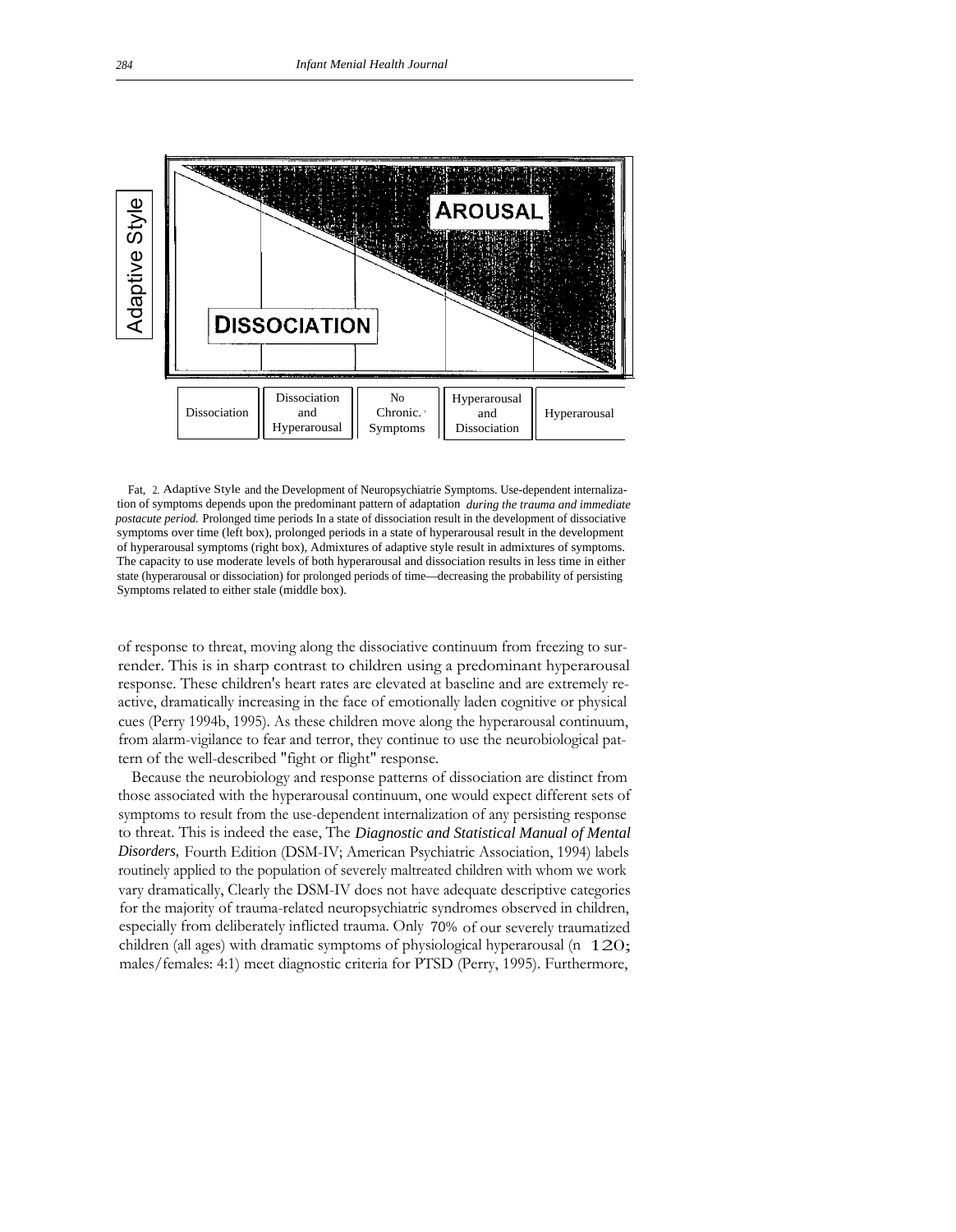Adaptive Style

AROUSAL

DISSOCIATION

| Dissociation | Dissociation and Hyperarousal | No Chronic Symptoms | Hyperarousal and Dissociation | Hyperarousal |
|---|---|---|---|---|

Fat, 2. Adaptive Style and the Development of Neuropsychiatrie Symptoms. Use-dependent internalization of symptoms depends upon the predominant pattern of adaptation *during the trauma and immediate postacute period.* Prolonged time periods In a state of dissociation result in the development of dissociative symptoms over time (left box), prolonged periods in a state of hyperarousal result in the development of hyperarousal symptoms (right box), Admixtures of adaptive style result in admixtures of symptoms. The capacity to use moderate levels of both hyperarousal and dissociation results in less time in either state (hyperarousal or dissociation) for prolonged periods of time—decreasing the probability of persisting Symptoms related to either stale (middle box).

of response to threat, moving along the dissociative continuum from freezing to surrender. This is in sharp contrast to children using a predominant hyperarousal response. These children's heart rates are elevated at baseline and are extremely reactive, dramatically increasing in the face of emotionally laden cognitive or physical cues (Perry 1994b, 1995). As these children move along the hyperarousal continuum, from alarm-vigilance to fear and terror, they continue to use the neurobiological pattern of the well-described "fight or flight" response.

Because the neurobiology and response patterns of dissociation are distinct from those associated with the hyperarousal continuum, one would expect different sets of symptoms to result from the use-dependent internalization of any persisting response to threat. This is indeed the ease, The *Diagnostic and Statistical Manual of Mental Disorders,* Fourth Edition (DSM-IV; American Psychiatric Association, 1994) labels routinely applied to the population of severely maltreated children with whom we work vary dramatically, Clearly the DSM-IV does not have adequate descriptive categories for the majority of trauma-related neuropsychiatric syndromes observed in children, especially from deliberately inflicted trauma. Only 70% of our severely traumatized children (all ages) with dramatic symptoms of physiological hyperarousal (n 120; males/females: 4:1) meet diagnostic criteria for PTSD (Perry, 1995). Furthermore,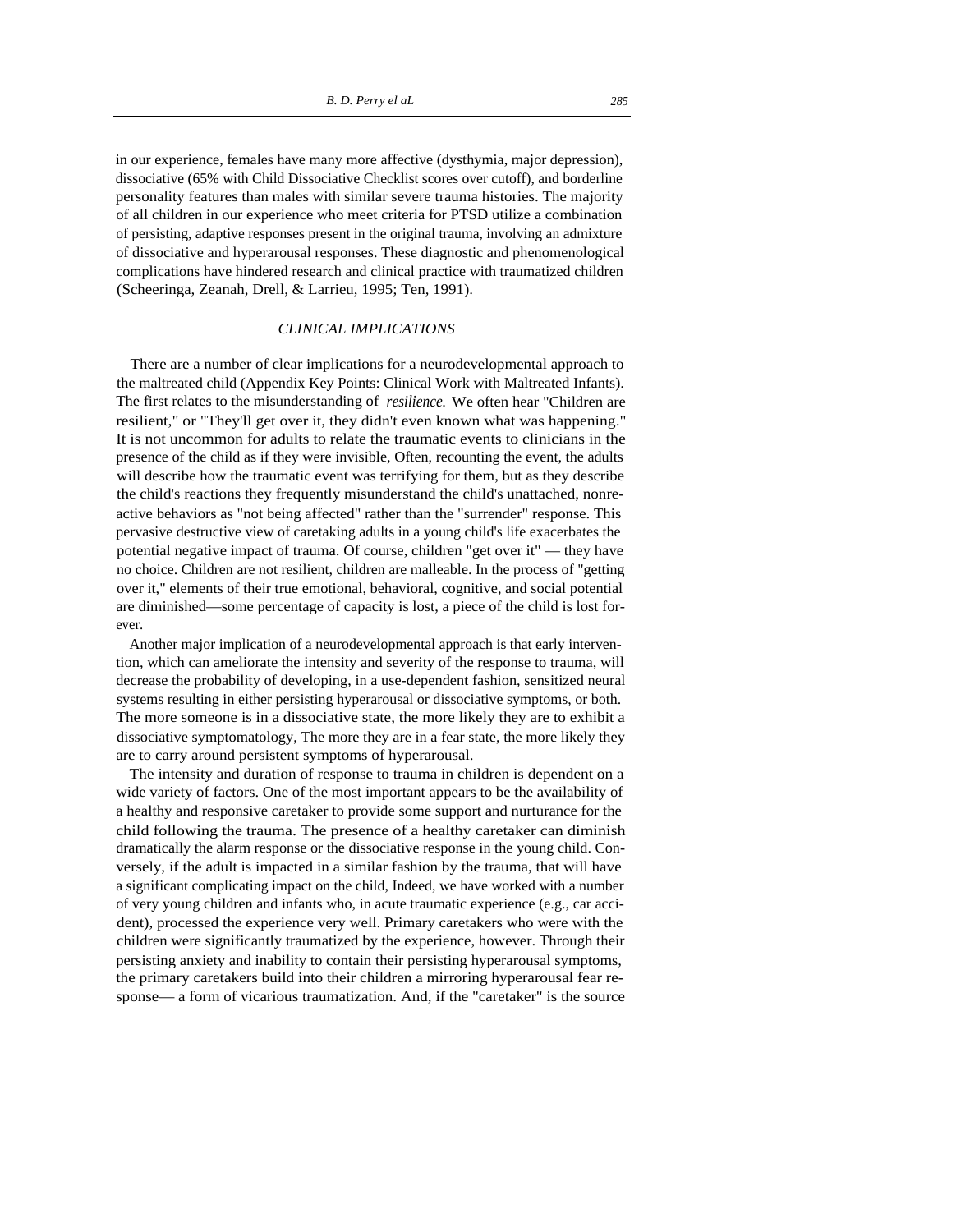in our experience, females have many more affective (dysthymia, major depression), dissociative (65% with Child Dissociative Checklist scores over cutoff), and borderline personality features than males with similar severe trauma histories. The majority of all children in our experience who meet criteria for PTSD utilize a combination of persisting, adaptive responses present in the original trauma, involving an admixture of dissociative and hyperarousal responses. These diagnostic and phenomenological complications have hindered research and clinical practice with traumatized children (Scheeringa, Zeanah, Drell, & Larrieu, 1995; Ten, 1991).

## CLINICAL IMPLICATIONS

There are a number of clear implications for a neurodevelopmental approach to the maltreated child (Appendix Key Points: Clinical Work with Maltreated Infants). The first relates to the misunderstanding of *resilience.* We often hear "Children are resilient," or "They'll get over it, they didn't even known what was happening." It is not uncommon for adults to relate the traumatic events to clinicians in the presence of the child as if they were invisible, Often, recounting the event, the adults will describe how the traumatic event was terrifying for them, but as they describe the child's reactions they frequently misunderstand the child's unattached, nonreactive behaviors as "not being affected" rather than the "surrender" response. This pervasive destructive view of caretaking adults in a young child's life exacerbates the potential negative impact of trauma. Of course, children "get over it" — they have no choice. Children are not resilient, children are malleable. In the process of "getting over it," elements of their true emotional, behavioral, cognitive, and social potential are diminished—some percentage of capacity is lost, a piece of the child is lost forever.

Another major implication of a neurodevelopmental approach is that early intervention, which can ameliorate the intensity and severity of the response to trauma, will decrease the probability of developing, in a use-dependent fashion, sensitized neural systems resulting in either persisting hyperarousal or dissociative symptoms, or both. The more someone is in a dissociative state, the more likely they are to exhibit a dissociative symptomatology, The more they are in a fear state, the more likely they are to carry around persistent symptoms of hyperarousal.

The intensity and duration of response to trauma in children is dependent on a wide variety of factors. One of the most important appears to be the availability of a healthy and responsive caretaker to provide some support and nurturance for the child following the trauma. The presence of a healthy caretaker can diminish dramatically the alarm response or the dissociative response in the young child. Conversely, if the adult is impacted in a similar fashion by the trauma, that will have a significant complicating impact on the child, Indeed, we have worked with a number of very young children and infants who, in acute traumatic experience (e.g., car accident), processed the experience very well. Primary caretakers who were with the children were significantly traumatized by the experience, however. Through their persisting anxiety and inability to contain their persisting hyperarousal symptoms, the primary caretakers build into their children a mirroring hyperarousal fear response— a form of vicarious traumatization. And, if the "caretaker" is the source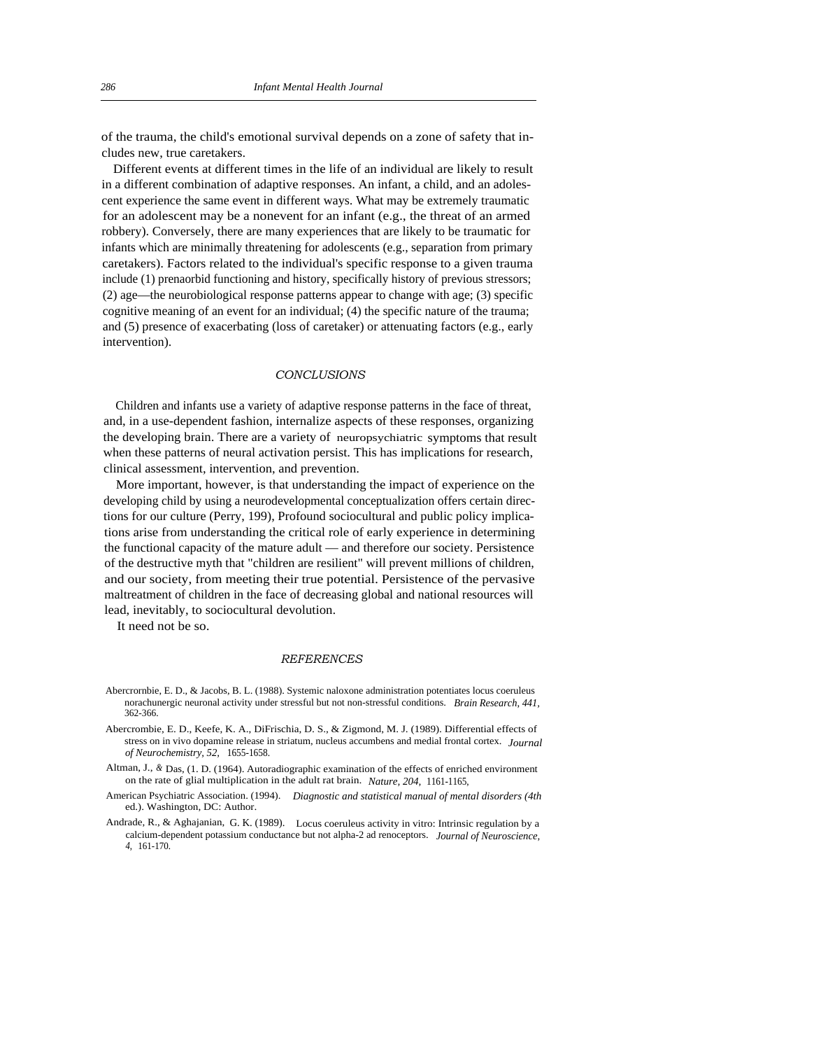of the trauma, the child's emotional survival depends on a zone of safety that includes new, true caretakers.

Different events at different times in the life of an individual are likely to result in a different combination of adaptive responses. An infant, a child, and an adolescent experience the same event in different ways. What may be extremely traumatic for an adolescent may be a nonevent for an infant (e.g., the threat of an armed robbery). Conversely, there are many experiences that are likely to be traumatic for infants which are minimally threatening for adolescents (e.g., separation from primary caretakers). Factors related to the individual's specific response to a given trauma include (1) prenaorbid functioning and history, specifically history of previous stressors; (2) age—the neurobiological response patterns appear to change with age; (3) specific cognitive meaning of an event for an individual; (4) the specific nature of the trauma; and (5) presence of exacerbating (loss of caretaker) or attenuating factors (e.g., early intervention).

## CONCLUSIONS

Children and infants use a variety of adaptive response patterns in the face of threat, and, in a use-dependent fashion, internalize aspects of these responses, organizing the developing brain. There are a variety of neuropsychiatric symptoms that result when these patterns of neural activation persist. This has implications for research, clinical assessment, intervention, and prevention.

More important, however, is that understanding the impact of experience on the developing child by using a neurodevelopmental conceptualization offers certain directions for our culture (Perry, 199), Profound sociocultural and public policy implications arise from understanding the critical role of early experience in determining the functional capacity of the mature adult — and therefore our society. Persistence of the destructive myth that "children are resilient" will prevent millions of children, and our society, from meeting their true potential. Persistence of the pervasive maltreatment of children in the face of decreasing global and national resources will lead, inevitably, to sociocultural devolution.

It need not be so.

## REFERENCES

Abercrornbie, E. D., & Jacobs, B. L. (1988). Systemic naloxone administration potentiates locus coeruleus norachunergic neuronal activity under stressful but not non-stressful conditions. *Brain Research, 441,* 362-366.

Abercrombie, E. D., Keefe, K. A., DiFrischia, D. S., & Zigmond, M. J. (1989). Differential effects of stress on in vivo dopamine release in striatum, nucleus accumbens and medial frontal cortex. *Journal of Neurochemistry, 52,* 1655-1658.

Altman, J., & Das, (1. D. (1964). Autoradiographic examination of the effects of enriched environment on the rate of glial multiplication in the adult rat brain. *Nature, 204,* 1161-1165,

American Psychiatric Association. (1994). *Diagnostic and statistical manual of mental disorders (4th* ed.). Washington, DC: Author.

Andrade, R., & Aghajanian, G. K. (1989). Locus coeruleus activity in vitro: Intrinsic regulation by a calcium-dependent potassium conductance but not alpha-2 ad renoceptors. *Journal of Neuroscience, 4,* 161-170.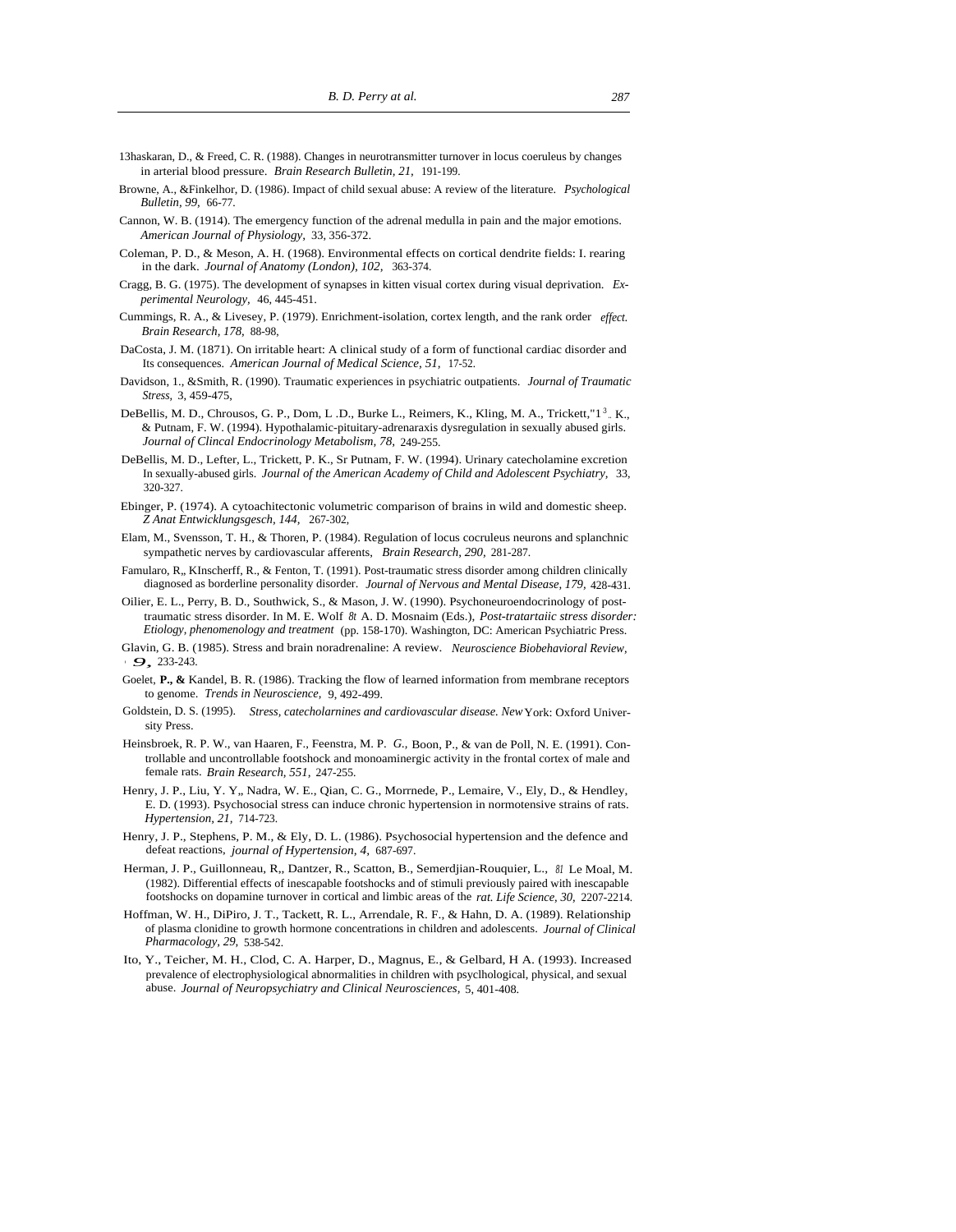13haskaran, D., & Freed, C. R. (1988). Changes in neurotransmitter turnover in locus coeruleus by changes in arterial blood pressure. *Brain Research Bulletin, 21,* 191-199.

Browne, A., &Finkelhor, D. (1986). Impact of child sexual abuse: A review of the literature. *Psychological Bulletin, 99,* 66-77.

Cannon, W. B. (1914). The emergency function of the adrenal medulla in pain and the major emotions. *American Journal of Physiology,* 33, 356-372.

Coleman, P. D., & Meson, A. H. (1968). Environmental effects on cortical dendrite fields: I. rearing in the dark. *Journal of Anatomy (London), 102,* 363-374.

Cragg, B. G. (1975). The development of synapses in kitten visual cortex during visual deprivation. *Experimental Neurology,* 46, 445-451.

Cummings, R. A., & Livesey, P. (1979). Enrichment-isolation, cortex length, and the rank order *effect. Brain Research, 178,* 88-98,

DaCosta, J. M. (1871). On irritable heart: A clinical study of a form of functional cardiac disorder and Its consequences. *American Journal of Medical Science, 51,* 17-52.

Davidson, 1., &Smith, R. (1990). Traumatic experiences in psychiatric outpatients. *Journal of Traumatic Stress,* 3, 459-475,

DeBellis, M. D., Chrousos, G. P., Dom, L .D., Burke L., Reimers, K., Kling, M. A., Trickett,"1 3 .. K., & Putnam, F. W. (1994). Hypothalamic-pituitary-adrenaraxis dysregulation in sexually abused girls. *Journal of Clincal Endocrinology Metabolism, 78,* 249-255.

DeBellis, M. D., Lefter, L., Trickett, P. K., Sr Putnam, F. W. (1994). Urinary catecholamine excretion In sexually-abused girls. *Journal of the American Academy of Child and Adolescent Psychiatry,* 33, 320-327.

Ebinger, P. (1974). A cytoachitectonic volumetric comparison of brains in wild and domestic sheep. *Z Anat Entwicklungsgesch, 144,* 267-302,

Elam, M., Svensson, T. H., & Thoren, P. (1984). Regulation of locus cocruleus neurons and splanchnic sympathetic nerves by cardiovascular afferents, *Brain Research, 290,* 281-287.

Famularo, R,, KInscherff, R., & Fenton, T. (1991). Post-traumatic stress disorder among children clinically diagnosed as borderline personality disorder. *Journal of Nervous and Mental Disease, 179,* 428-431.

Oilier, E. L., Perry, B. D., Southwick, S., & Mason, J. W. (1990). Psychoneuroendocrinology of post-traumatic stress disorder. In M. E. Wolf *8t* A. D. Mosnaim (Eds.), *Post-tratartaiic stress disorder: Etiology, phenomenology and treatment* (pp. 158-170). Washington, DC: American Psychiatric Press.

Glavin, G. B. (1985). Stress and brain noradrenaline: A review. *Neuroscience Biobehavioral Review,* *9,* 233-243.

Goelet, **P., &** Kandel, B. R. (1986). Tracking the flow of learned information from membrane receptors to genome. *Trends in Neuroscience,* 9, 492-499.

Goldstein, D. S. (1995). *Stress, catecholarnines and cardiovascular disease. New* York: Oxford University Press.

Heinsbroek, R. P. W., van Haaren, F., Feenstra, M. P. *G.,* Boon, P., & van de Poll, N. E. (1991). Controllable and uncontrollable footshock and monoaminergic activity in the frontal cortex of male and female rats. *Brain Research, 551,* 247-255.

Henry, J. P., Liu, Y. Y,, Nadra, W. E., Qian, C. G., Morrnede, P., Lemaire, V., Ely, D., & Hendley, E. D. (1993). Psychosocial stress can induce chronic hypertension in normotensive strains of rats. *Hypertension, 21,* 714-723.

Henry, J. P., Stephens, P. M., & Ely, D. L. (1986). Psychosocial hypertension and the defence and defeat reactions, *journal of Hypertension, 4,* 687-697.

Herman, J. P., Guillonneau, R,, Dantzer, R., Scatton, B., Semerdjian-Rouquier, L., *8l* Le Moal, M. (1982). Differential effects of inescapable footshocks and of stimuli previously paired with inescapable footshocks on dopamine turnover in cortical and limbic areas of the *rat. Life Science, 30,* 2207-2214.

Hoffman, W. H., DiPiro, J. T., Tackett, R. L., Arrendale, R. F., & Hahn, D. A. (1989). Relationship of plasma clonidine to growth hormone concentrations in children and adolescents. *Journal of Clinical Pharmacology, 29,* 538-542.

Ito, Y., Teicher, M. H., Clod, C. A. Harper, D., Magnus, E., & Gelbard, H A. (1993). Increased prevalence of electrophysiological abnormalities in children with psyclhological, physical, and sexual abuse. *Journal of Neuropsychiatry and Clinical Neurosciences,* 5, 401-408.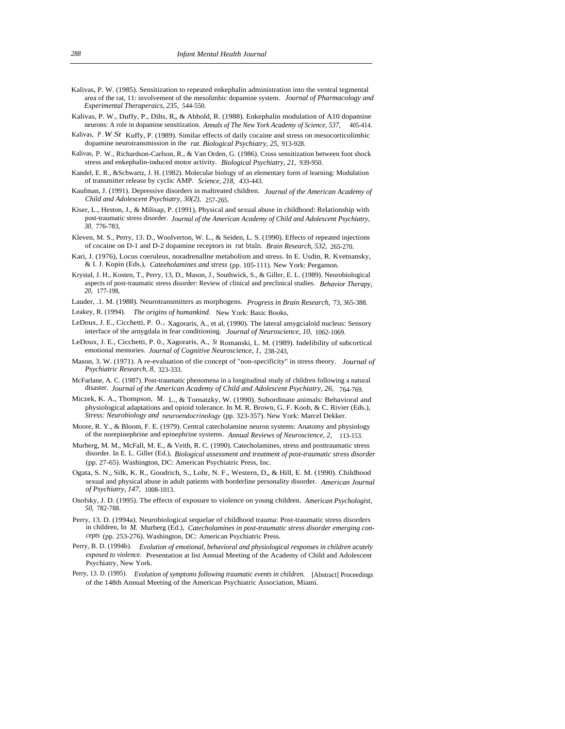Kalivas, P. W. (1985). Sensitization to repeated enkephalin administration into the ventral tegmental area of the rat, 11: involvement of the mesolimbic dopamine system. *Journal of Pharmacology and Experimental Theraperaics, 235,* 544-550.

Kalivas, P. W., Duffy, P., Dilts, R,, & Abhold, R. (1988). Enkephalin modulation of A10 dopamine neurons: A role in dopamine sensitization. *Annals of The New York Academy of Science, 537,* 405-414.

Kalivas, P. W St Kuffy, P. (1989). Similar effects of daily cocaine and stress on mesocorticolimbic dopamine neurotransmission in the *rat. Biological Psychiatry, 25,* 913-928.

Kalivas, P. W., Richardson-Carlson, R., & Van Orden, G. (1986). Cross sensitization between foot shock stress and enkephalin-induced motor activity. *Biological Psychiatry, 21,* 939-950.

Kandel, E. R., &Schwartz, J. H. (1982). Molecular biology of an elementary form of learning: Modulation of transmitter release by cyclic AMP. *Science, 218,* 433-443.

Kaufman, J. (1991). Depressive disorders in maltreated children. *Journal of the American Academy of Child and Adolescent Psychiatry, 30(2),* 257-265.

Kiser, L., Heston, J., & Milisap, P. (1991), Physical and sexual abuse in childhood: Relationship with post-traumatic stress disorder. *Journal of the American Academy of Child and Adolescent Psychiatry, 30,* 776-783,

Kleven, M. S., Perry, 13. D., Woolverton, W. L., & Seiden, L. S. (1990). Effects of repeated injections of cocaine on D-1 and D-2 dopamine receptors in rat btaln. *Brain Research, 532,* 265-270.

Kari, J. (1976), Locus coeruleus, noradrenallne metabolism and stress. In E. Usdin, R. Kvetnansky, & I. J. Kopin (Eds.), *Cateeholamines and stress* (pp. 105-111). New York: Pergamon.

Krystal, J. H., Kosten, T., Perry, 13, D., Mason, J., Southwick, S., & Giller, E. L. (1989). Neurobiological aspects of post-traumatic stress disorder: Review of clinical and preclinical studies. *Behavior Therapy, 20,* 177-198,

Lauder, .1. M. (1988). Neurotransmitters as morphogens. *Progress in Brain Research,* 73, 365-388.

Leakey, R. (1994). *The origins of humankind.* New York: Basic Books,

LeDoux, J. E., Cicchetti, P. 0., Xagoraris, A., et al, (1990). The lateral amygcialoid nucleus: Sensory interface of the arnygdala in fear conditioning. *Journal of Neuroscience, 10,* 1062-1069.

LeDoux, J. E., Cicchetti, P. 0., Xagoraris, A., St Romanski, L. M. (1989). Indelibility of subcortical emotional memories. *Journal of Cognitive Neuroscience, 1,* 238-243,

Mason, 3. W. (1971). A re-evaluation of tlie concept of "non-specificity" in stress theory. *Journal of Psychiatric Research, 8,* 323-333.

McFarlane, A. C. (1987). Post-traumatic phenomena in a longitudinal study of children following a natural disaster. *Journal of the American Academy of Child and Adolescent Psychiatry, 26,* 764-769.

Miczek, K. A., Thompson, M. L., & Tornatzky, W. (1990). Subordinate animals: Behavioral and physiological adaptations and opioid tolerance. In M. R. Brown, G. F. Koob, & C. Rivier (Eds.), *Stress: Neurobiology and neuroendocrinology* (pp. 323-357). New York: Marcel Dekker.

Moore, R. Y., & Bloom, F. E. (1979). Central catecholamine neuron systems: Anatomy and physiology of the norepinephrine and epinephrine systems. *Annual Reviews of Neuroscience, 2,* 113-153.

Murberg, M. M., McFall, M. E., & Veith, R. C. (1990). Catecholamines, stress and posttraumatic stress disorder. In E. L. Giller (Ed.), *Biological assessment and treatment of post-traumatic stress disorder* (pp. 27-65). Washington, DC: American Psychiatric Press, Inc.

Ogata, S. N., Silk, K. R., Goodrich, S., Lohr, N. F., Western, D,, & Hill, E. M. (1990). Childhood sexual and physical abuse in adult patients with borderline personality disorder. *American Journal of Psychiatry, 147,* 1008-1013.

Osofsky, J. D. (1995). The effects of exposure to violence on young children. *American Psychologist, 50,* 782-788.

Perry, 13. D. (1994a). Neurobiological sequelae of childhood trauma: Post-traumatic stress disorders in children, In *M.* Murberg (Ed.), *Catecholamines in post-traumatic stress disorder emerging concepts* (pp. 253-276). Washington, DC: American Psychiatric Press.

Perry, B. D. (1994b). *Evolution of emotional, behavioral and physiological responses in children acutely exposed to violence.* Presentation at list Annual Meeting of the Academy of Child and Adolescent Psychiatry, New York.

Perry, 13. D. (1995). *Evolution of symptoms following traumatic events in children.* [Abstract] Proceedings of the 148th Annual Meeting of the American Psychiatric Association, Miami.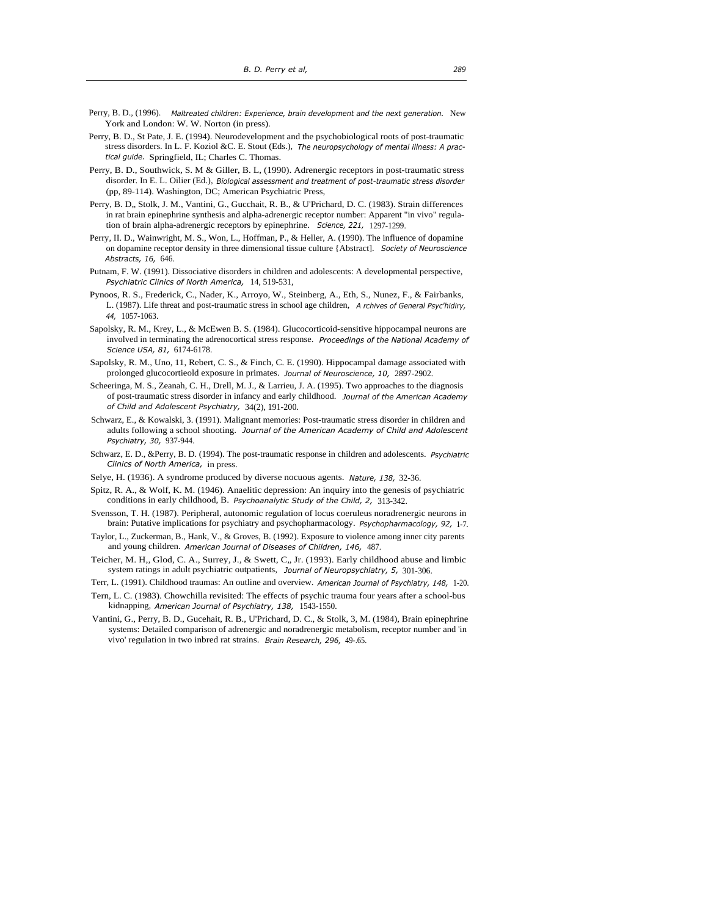Perry, B. D., (1996). *Maltreated children: Experience, brain development and the next generation.* New York and London: W. W. Norton (in press).

Perry, B. D., St Pate, J. E. (1994). Neurodevelopment and the psychobiological roots of post-traumatic stress disorders. In L. F. Koziol &C. E. Stout (Eds.), *The neuropsychology of mental illness: A practical guide.* Springfield, IL; Charles C. Thomas.

Perry, B. D., Southwick, S. M & Giller, B. L, (1990). Adrenergic receptors in post-traumatic stress disorder. In E. L. Oilier (Ed.), *Biological assessment and treatment of post-traumatic stress disorder* (pp, 89-114). Washington, DC; American Psychiatric Press,

Perry, B. D,, Stolk, J. M., Vantini, G., Gucchait, R. B., & U'Prichard, D. C. (1983). Strain differences in rat brain epinephrine synthesis and alpha-adrenergic receptor number: Apparent "in vivo" regulation of brain alpha-adrenergic receptors by epinephrine. *Science, 221,* 1297-1299.

Perry, II. D., Wainwright, M. S., Won, L., Hoffman, P., & Heller, A. (1990). The influence of dopamine on dopamine receptor density in three dimensional tissue culture {Abstract]. *Society of Neuroscience Abstracts, 16,* 646.

Putnam, F. W. (1991). Dissociative disorders in children and adolescents: A developmental perspective, *Psychiatric Clinics of North America,* 14, 519-531,

Pynoos, R. S., Frederick, C., Nader, K., Arroyo, W., Steinberg, A., Eth, S., Nunez, F., & Fairbanks, L. (1987). Life threat and post-traumatic stress in school age children, *A rchives of General Psyc'hidiry, 44,* 1057-1063.

Sapolsky, R. M., Krey, L., & McEwen B. S. (1984). Glucocorticoid-sensitive hippocampal neurons are involved in terminating the adrenocortical stress response. *Proceedings of the National Academy of Science USA, 81,* 6174-6178.

Sapolsky, R. M., Uno, 11, Rebert, C. S., & Finch, C. E. (1990). Hippocampal damage associated with prolonged glucocortieold exposure in primates. *Journal of Neuroscience, 10,* 2897-2902.

Scheeringa, M. S., Zeanah, C. H., Drell, M. J., & Larrieu, J. A. (1995). Two approaches to the diagnosis of post-traumatic stress disorder in infancy and early childhood. *Journal of the American Academy of Child and Adolescent Psychiatry,* 34(2), 191-200.

Schwarz, E., & Kowalski, 3. (1991). Malignant memories: Post-traumatic stress disorder in children and adults following a school shooting. *Journal of the American Academy of Child and Adolescent Psychiatry, 30,* 937-944.

Schwarz, E. D., &Perry, B. D. (1994). The post-traumatic response in children and adolescents. *Psychiatric Clinics of North America,* in press.

Selye, H. (1936). A syndrome produced by diverse nocuous agents. *Nature, 138,* 32-36.

Spitz, R. A., & Wolf, K. M. (1946). Anaelitic depression: An inquiry into the genesis of psychiatric conditions in early childhood, B. *Psychoanalytic Study of the Child, 2,* 313-342.

Svensson, T. H. (1987). Peripheral, autonomic regulation of locus coeruleus noradrenergic neurons in brain: Putative implications for psychiatry and psychopharmacology. *Psychopharmacology, 92,* 1-7.

Taylor, L., Zuckerman, B., Hank, V., & Groves, B. (1992). Exposure to violence among inner city parents and young children. *American Journal of Diseases of Children, 146,* 487.

Teicher, M. H,, Glod, C. A., Surrey, J., & Swett, C,, Jr. (1993). Early childhood abuse and limbic system ratings in adult psychiatric outpatients, *Journal of Neuropsychlatry, 5,* 301-306.

Terr, L. (1991). Childhood traumas: An outline and overview. *American Journal of Psychiatry, 148,* 1-20.

Tern, L. C. (1983). Chowchilla revisited: The effects of psychic trauma four years after a school-bus kidnapping, *American Journal of Psychiatry, 138,* 1543-1550.

Vantini, G., Perry, B. D., Gucehait, R. B., U'Prichard, D. C., & Stolk, 3, M. (1984), Brain epinephrine systems: Detailed comparison of adrenergic and noradrenergic metabolism, receptor number and 'in vivo' regulation in two inbred rat strains. *Brain Research, 296,* 49-.65.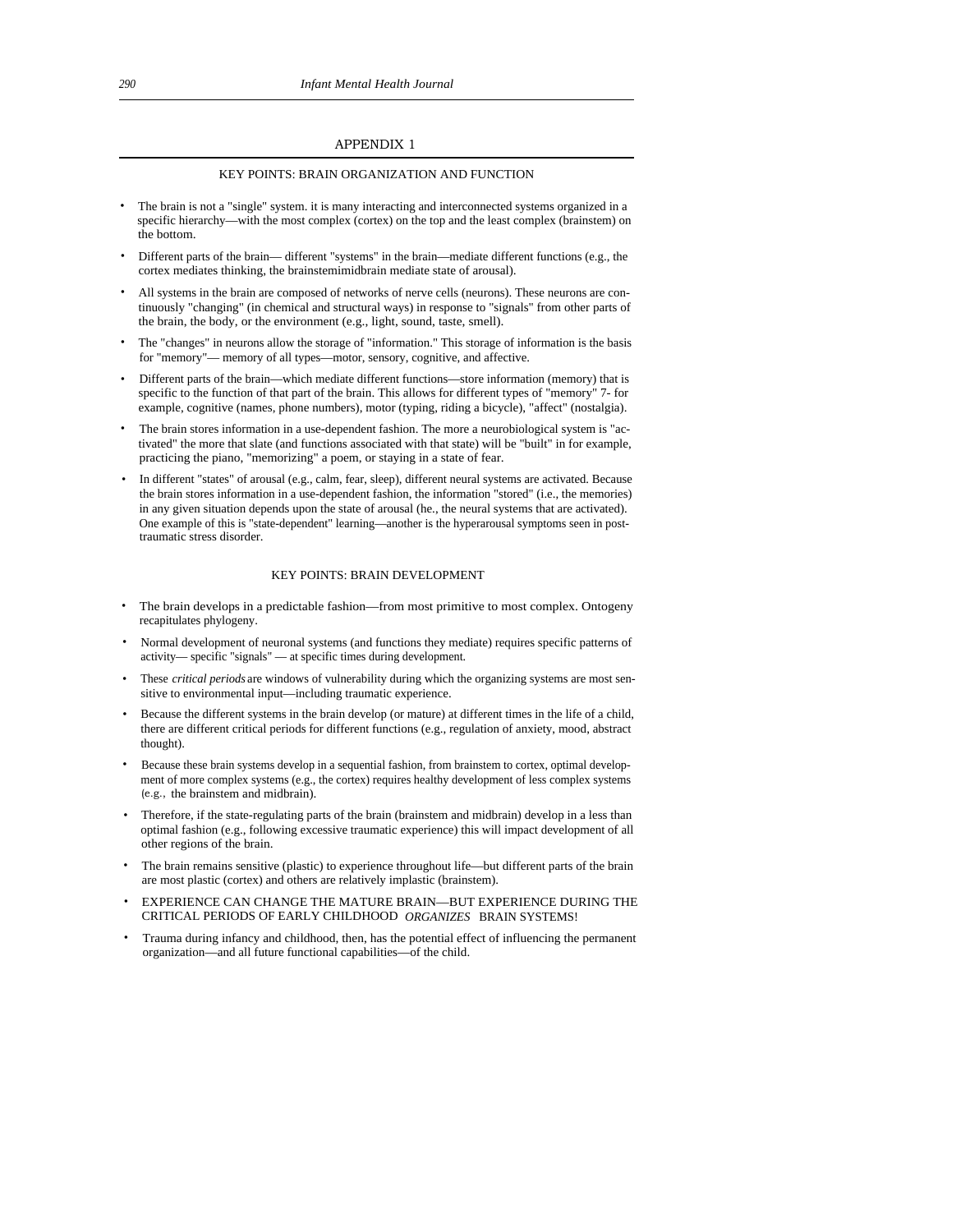## APPENDIX 1

### KEY POINTS: BRAIN ORGANIZATION AND FUNCTION

- The brain is not a "single" system. it is many interacting and interconnected systems organized in a specific hierarchy—with the most complex (cortex) on the top and the least complex (brainstem) on the bottom.
- Different parts of the brain— different "systems" in the brain—mediate different functions (e.g., the cortex mediates thinking, the brainstemimidbrain mediate state of arousal).
- All systems in the brain are composed of networks of nerve cells (neurons). These neurons are continuously "changing" (in chemical and structural ways) in response to "signals" from other parts of the brain, the body, or the environment (e.g., light, sound, taste, smell).
- The "changes" in neurons allow the storage of "information." This storage of information is the basis for "memory"— memory of all types—motor, sensory, cognitive, and affective.
- Different parts of the brain—which mediate different functions—store information (memory) that is specific to the function of that part of the brain. This allows for different types of "memory" 7- for example, cognitive (names, phone numbers), motor (typing, riding a bicycle), "affect" (nostalgia).
- The brain stores information in a use-dependent fashion. The more a neurobiological system is "activated" the more that slate (and functions associated with that state) will be "built" in for example, practicing the piano, "memorizing" a poem, or staying in a state of fear.
- In different "states" of arousal (e.g., calm, fear, sleep), different neural systems are activated. Because the brain stores information in a use-dependent fashion, the information "stored" (i.e., the memories) in any given situation depends upon the state of arousal (he., the neural systems that are activated). One example of this is "state-dependent" learning—another is the hyperarousal symptoms seen in post-traumatic stress disorder.

### KEY POINTS: BRAIN DEVELOPMENT

- The brain develops in a predictable fashion—from most primitive to most complex. Ontogeny recapitulates phylogeny.
- Normal development of neuronal systems (and functions they mediate) requires specific patterns of activity— specific "signals" — at specific times during development.
- These *critical periods* are windows of vulnerability during which the organizing systems are most sensitive to environmental input—including traumatic experience.
- Because the different systems in the brain develop (or mature) at different times in the life of a child, there are different critical periods for different functions (e.g., regulation of anxiety, mood, abstract thought).
- Because these brain systems develop in a sequential fashion, from brainstem to cortex, optimal development of more complex systems (e.g., the cortex) requires healthy development of less complex systems (e.g., the brainstem and midbrain).
- Therefore, if the state-regulating parts of the brain (brainstem and midbrain) develop in a less than optimal fashion (e.g., following excessive traumatic experience) this will impact development of all other regions of the brain.
- The brain remains sensitive (plastic) to experience throughout life—but different parts of the brain are most plastic (cortex) and others are relatively implastic (brainstem).
- EXPERIENCE CAN CHANGE THE MATURE BRAIN—BUT EXPERIENCE DURING THE CRITICAL PERIODS OF EARLY CHILDHOOD *ORGANIZES* BRAIN SYSTEMS!
- Trauma during infancy and childhood, then, has the potential effect of influencing the permanent organization—and all future functional capabilities—of the child.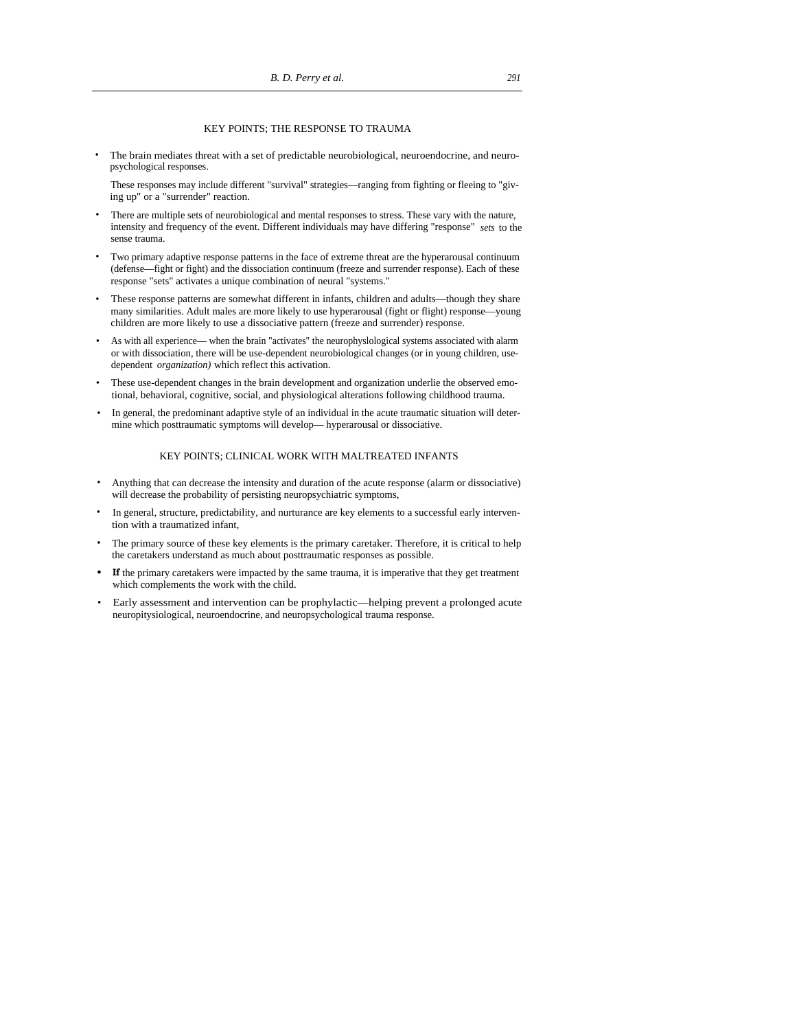## KEY POINTS; THE RESPONSE TO TRAUMA

- The brain mediates threat with a set of predictable neurobiological, neuroendocrine, and neuropsychological responses.

  These responses may include different "survival" strategies—ranging from fighting or fleeing to "giving up" or a "surrender" reaction.

- There are multiple sets of neurobiological and mental responses to stress. These vary with the nature, intensity and frequency of the event. Different individuals may have differing "response" *sets* to the sense trauma.
- Two primary adaptive response patterns in the face of extreme threat are the hyperarousal continuum (defense—fight or fight) and the dissociation continuum (freeze and surrender response). Each of these response "sets" activates a unique combination of neural "systems."
- These response patterns are somewhat different in infants, children and adults—though they share many similarities. Adult males are more likely to use hyperarousal (fight or flight) response—young children are more likely to use a dissociative pattern (freeze and surrender) response.
- As with all experience— when the brain "activates" the neurophyslological systems associated with alarm or with dissociation, there will be use-dependent neurobiological changes (or in young children, use-dependent *organization)* which reflect this activation.
- These use-dependent changes in the brain development and organization underlie the observed emotional, behavioral, cognitive, social, and physiological alterations following childhood trauma.
- In general, the predominant adaptive style of an individual in the acute traumatic situation will determine which posttraumatic symptoms will develop— hyperarousal or dissociative.

## KEY POINTS; CLINICAL WORK WITH MALTREATED INFANTS

- Anything that can decrease the intensity and duration of the acute response (alarm or dissociative) will decrease the probability of persisting neuropsychiatric symptoms,
- In general, structure, predictability, and nurturance are key elements to a successful early intervention with a traumatized infant,
- The primary source of these key elements is the primary caretaker. Therefore, it is critical to help the caretakers understand as much about posttraumatic responses as possible.
- **If** the primary caretakers were impacted by the same trauma, it is imperative that they get treatment which complements the work with the child.
- Early assessment and intervention can be prophylactic—helping prevent a prolonged acute neuropitysiological, neuroendocrine, and neuropsychological trauma response.